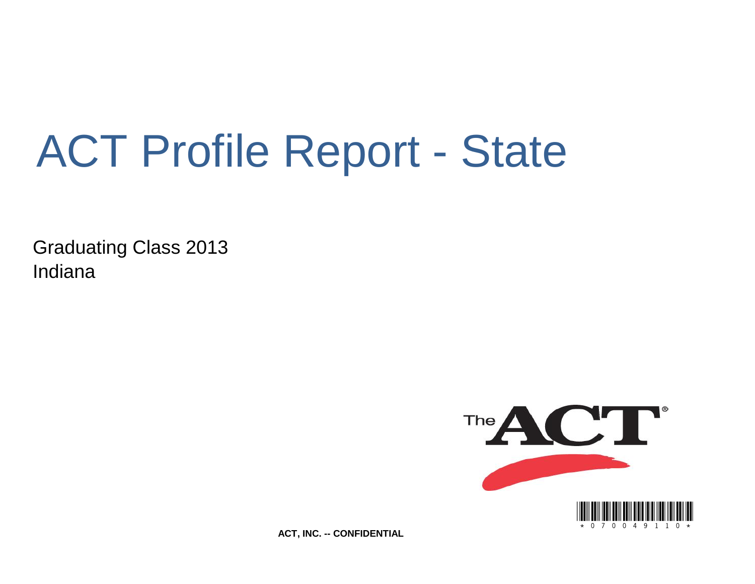# ACT Profile Report - State

Graduating Class 2013
Indiana

ACT, INC. -- CONFIDENTIAL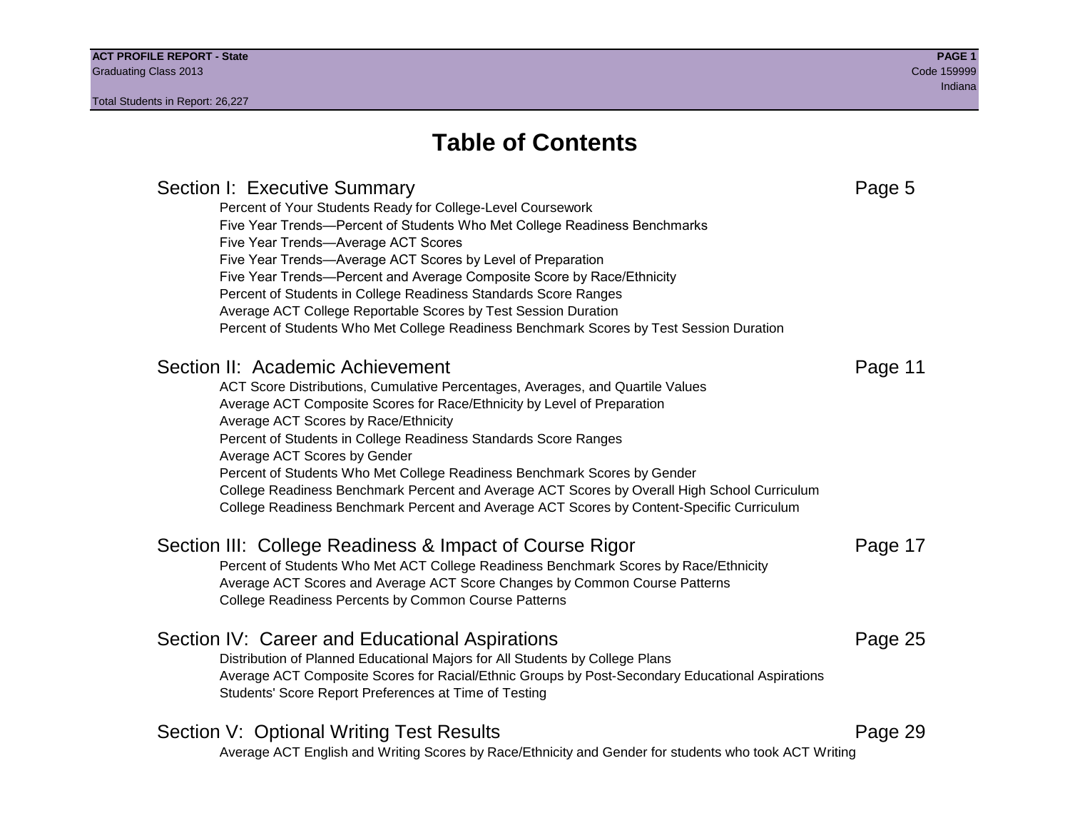# Table of Contents

## Section I: Executive Summary — Page 5

- Percent of Your Students Ready for College-Level Coursework
- Five Year Trends—Percent of Students Who Met College Readiness Benchmarks
- Five Year Trends—Average ACT Scores
- Five Year Trends—Average ACT Scores by Level of Preparation
- Five Year Trends—Percent and Average Composite Score by Race/Ethnicity
- Percent of Students in College Readiness Standards Score Ranges
- Average ACT College Reportable Scores by Test Session Duration
- Percent of Students Who Met College Readiness Benchmark Scores by Test Session Duration

## Section II: Academic Achievement — Page 11

- ACT Score Distributions, Cumulative Percentages, Averages, and Quartile Values
- Average ACT Composite Scores for Race/Ethnicity by Level of Preparation
- Average ACT Scores by Race/Ethnicity
- Percent of Students in College Readiness Standards Score Ranges
- Average ACT Scores by Gender
- Percent of Students Who Met College Readiness Benchmark Scores by Gender
- College Readiness Benchmark Percent and Average ACT Scores by Overall High School Curriculum
- College Readiness Benchmark Percent and Average ACT Scores by Content-Specific Curriculum

## Section III: College Readiness & Impact of Course Rigor — Page 17

- Percent of Students Who Met ACT College Readiness Benchmark Scores by Race/Ethnicity
- Average ACT Scores and Average ACT Score Changes by Common Course Patterns
- College Readiness Percents by Common Course Patterns

## Section IV: Career and Educational Aspirations — Page 25

- Distribution of Planned Educational Majors for All Students by College Plans
- Average ACT Composite Scores for Racial/Ethnic Groups by Post-Secondary Educational Aspirations
- Students' Score Report Preferences at Time of Testing

## Section V: Optional Writing Test Results — Page 29

- Average ACT English and Writing Scores by Race/Ethnicity and Gender for students who took ACT Writing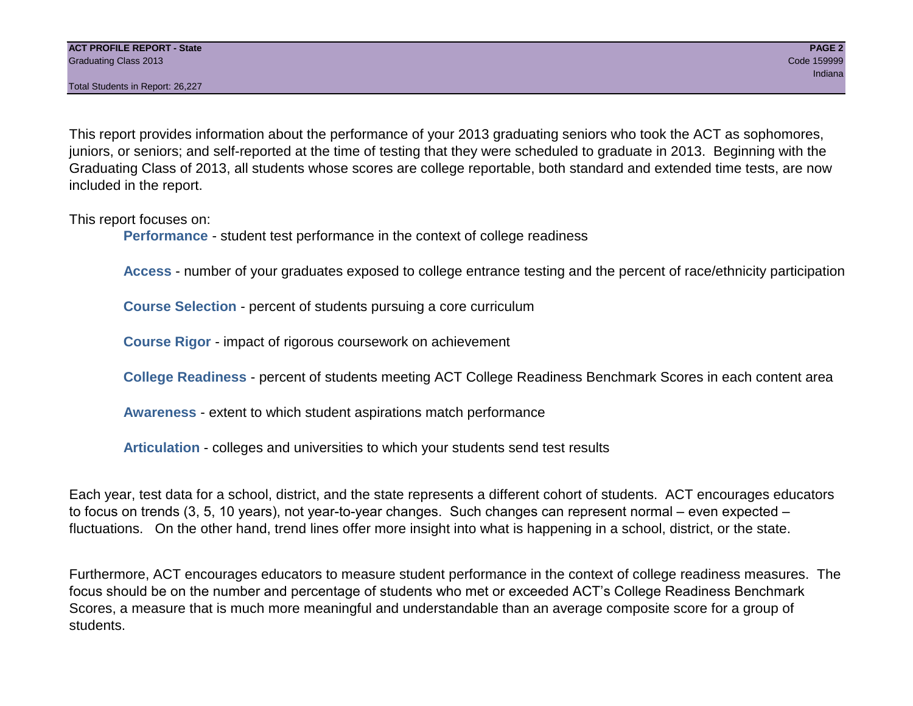This report provides information about the performance of your 2013 graduating seniors who took the ACT as sophomores, juniors, or seniors; and self-reported at the time of testing that they were scheduled to graduate in 2013. Beginning with the Graduating Class of 2013, all students whose scores are college reportable, both standard and extended time tests, are now included in the report.

This report focuses on:

- **Performance** - student test performance in the context of college readiness
- **Access** - number of your graduates exposed to college entrance testing and the percent of race/ethnicity participation
- **Course Selection** - percent of students pursuing a core curriculum
- **Course Rigor** - impact of rigorous coursework on achievement
- **College Readiness** - percent of students meeting ACT College Readiness Benchmark Scores in each content area
- **Awareness** - extent to which student aspirations match performance
- **Articulation** - colleges and universities to which your students send test results

Each year, test data for a school, district, and the state represents a different cohort of students. ACT encourages educators to focus on trends (3, 5, 10 years), not year-to-year changes. Such changes can represent normal – even expected – fluctuations. On the other hand, trend lines offer more insight into what is happening in a school, district, or the state.

Furthermore, ACT encourages educators to measure student performance in the context of college readiness measures. The focus should be on the number and percentage of students who met or exceeded ACT's College Readiness Benchmark Scores, a measure that is much more meaningful and understandable than an average composite score for a group of students.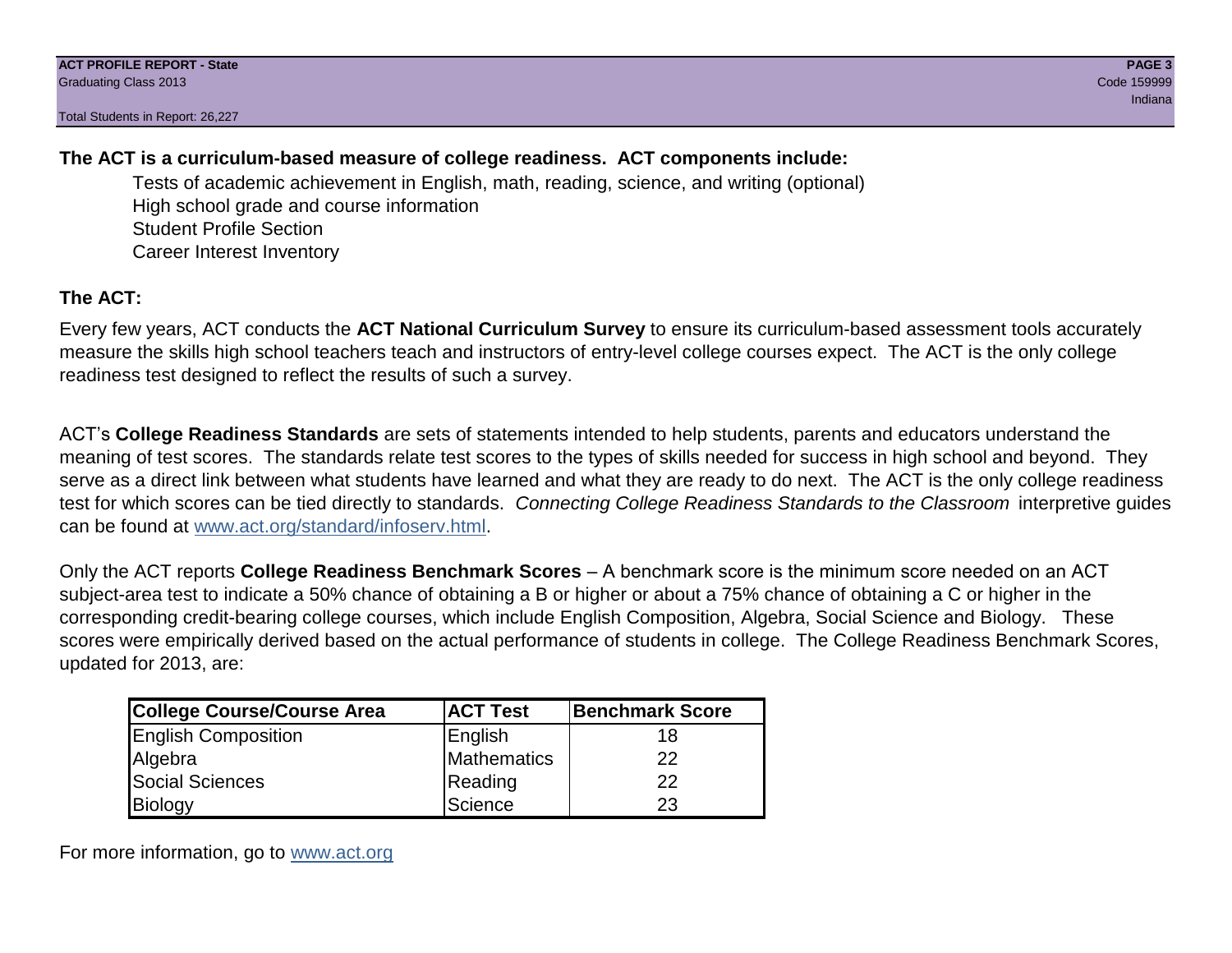**The ACT is a curriculum-based measure of college readiness. ACT components include:**

- Tests of academic achievement in English, math, reading, science, and writing (optional)
- High school grade and course information
- Student Profile Section
- Career Interest Inventory

## The ACT:

Every few years, ACT conducts the **ACT National Curriculum Survey** to ensure its curriculum-based assessment tools accurately measure the skills high school teachers teach and instructors of entry-level college courses expect. The ACT is the only college readiness test designed to reflect the results of such a survey.

ACT's **College Readiness Standards** are sets of statements intended to help students, parents and educators understand the meaning of test scores. The standards relate test scores to the types of skills needed for success in high school and beyond. They serve as a direct link between what students have learned and what they are ready to do next. The ACT is the only college readiness test for which scores can be tied directly to standards. *Connecting College Readiness Standards to the Classroom* interpretive guides can be found at www.act.org/standard/infoserv.html.

Only the ACT reports **College Readiness Benchmark Scores** – A benchmark score is the minimum score needed on an ACT subject-area test to indicate a 50% chance of obtaining a B or higher or about a 75% chance of obtaining a C or higher in the corresponding credit-bearing college courses, which include English Composition, Algebra, Social Science and Biology. These scores were empirically derived based on the actual performance of students in college. The College Readiness Benchmark Scores, updated for 2013, are:

| College Course/Course Area | ACT Test | Benchmark Score |
|---|---|---|
| English Composition | English | 18 |
| Algebra | Mathematics | 22 |
| Social Sciences | Reading | 22 |
| Biology | Science | 23 |

For more information, go to www.act.org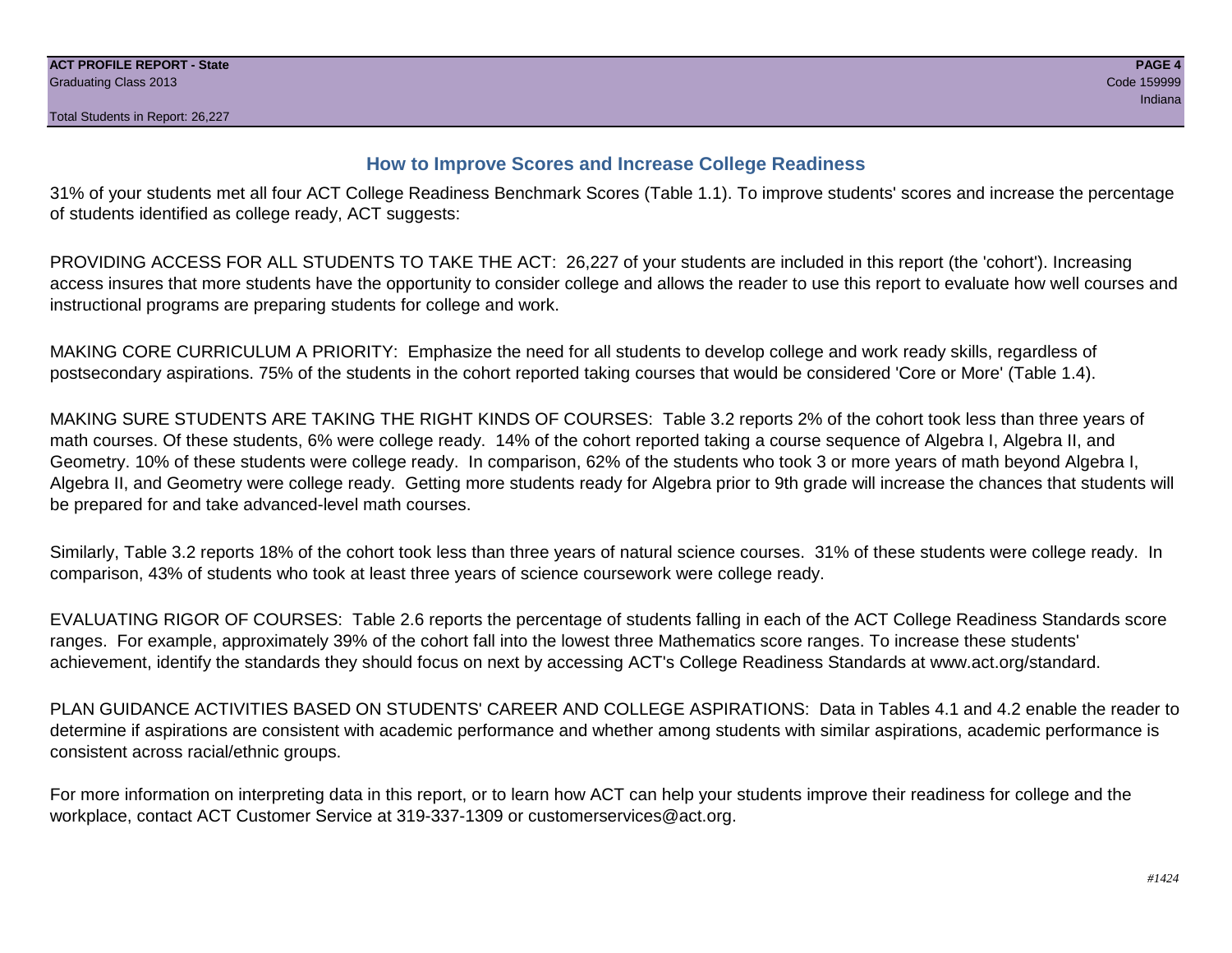## How to Improve Scores and Increase College Readiness

31% of your students met all four ACT College Readiness Benchmark Scores (Table 1.1). To improve students' scores and increase the percentage of students identified as college ready, ACT suggests:

PROVIDING ACCESS FOR ALL STUDENTS TO TAKE THE ACT: 26,227 of your students are included in this report (the 'cohort'). Increasing access insures that more students have the opportunity to consider college and allows the reader to use this report to evaluate how well courses and instructional programs are preparing students for college and work.

MAKING CORE CURRICULUM A PRIORITY: Emphasize the need for all students to develop college and work ready skills, regardless of postsecondary aspirations. 75% of the students in the cohort reported taking courses that would be considered 'Core or More' (Table 1.4).

MAKING SURE STUDENTS ARE TAKING THE RIGHT KINDS OF COURSES: Table 3.2 reports 2% of the cohort took less than three years of math courses. Of these students, 6% were college ready. 14% of the cohort reported taking a course sequence of Algebra I, Algebra II, and Geometry. 10% of these students were college ready. In comparison, 62% of the students who took 3 or more years of math beyond Algebra I, Algebra II, and Geometry were college ready. Getting more students ready for Algebra prior to 9th grade will increase the chances that students will be prepared for and take advanced-level math courses.

Similarly, Table 3.2 reports 18% of the cohort took less than three years of natural science courses. 31% of these students were college ready. In comparison, 43% of students who took at least three years of science coursework were college ready.

EVALUATING RIGOR OF COURSES: Table 2.6 reports the percentage of students falling in each of the ACT College Readiness Standards score ranges. For example, approximately 39% of the cohort fall into the lowest three Mathematics score ranges. To increase these students' achievement, identify the standards they should focus on next by accessing ACT's College Readiness Standards at www.act.org/standard.

PLAN GUIDANCE ACTIVITIES BASED ON STUDENTS' CAREER AND COLLEGE ASPIRATIONS: Data in Tables 4.1 and 4.2 enable the reader to determine if aspirations are consistent with academic performance and whether among students with similar aspirations, academic performance is consistent across racial/ethnic groups.

For more information on interpreting data in this report, or to learn how ACT can help your students improve their readiness for college and the workplace, contact ACT Customer Service at 319-337-1309 or customerservices@act.org.

*#1424*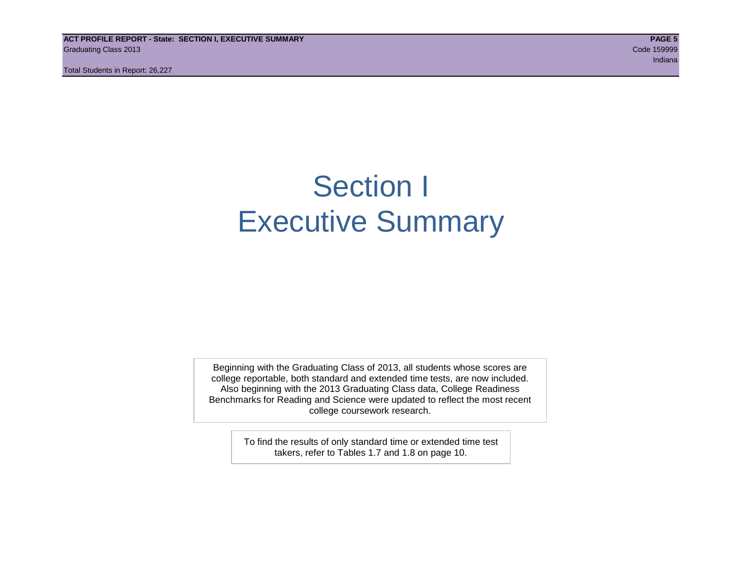# Section I
# Executive Summary

Beginning with the Graduating Class of 2013, all students whose scores are college reportable, both standard and extended time tests, are now included. Also beginning with the 2013 Graduating Class data, College Readiness Benchmarks for Reading and Science were updated to reflect the most recent college coursework research.

To find the results of only standard time or extended time test takers, refer to Tables 1.7 and 1.8 on page 10.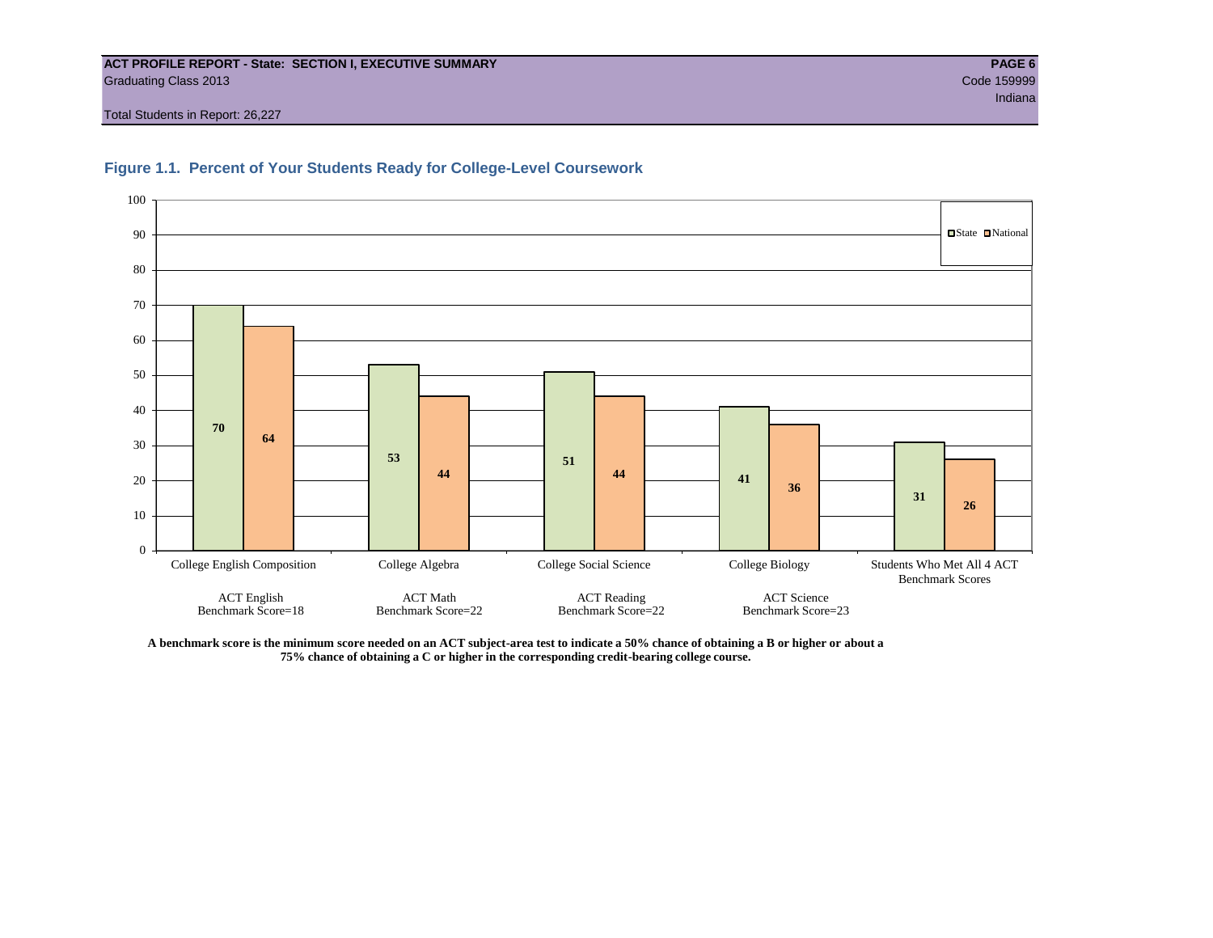**ACT PROFILE REPORT - State: SECTION I, EXECUTIVE SUMMARY**
Graduating Class 2013
Code 159999
Indiana
Total Students in Report: 26,227

## Figure 1.1. Percent of Your Students Ready for College-Level Coursework

| Course | ACT Test / Benchmark | State | National |
|---|---|---|---|
| College English Composition | ACT English Benchmark Score=18 | 70 | 64 |
| College Algebra | ACT Math Benchmark Score=22 | 53 | 44 |
| College Social Science | ACT Reading Benchmark Score=22 | 51 | 44 |
| College Biology | ACT Science Benchmark Score=23 | 41 | 36 |
| Students Who Met All 4 ACT Benchmark Scores | | 31 | 26 |

**A benchmark score is the minimum score needed on an ACT subject-area test to indicate a 50% chance of obtaining a B or higher or about a 75% chance of obtaining a C or higher in the corresponding credit-bearing college course.**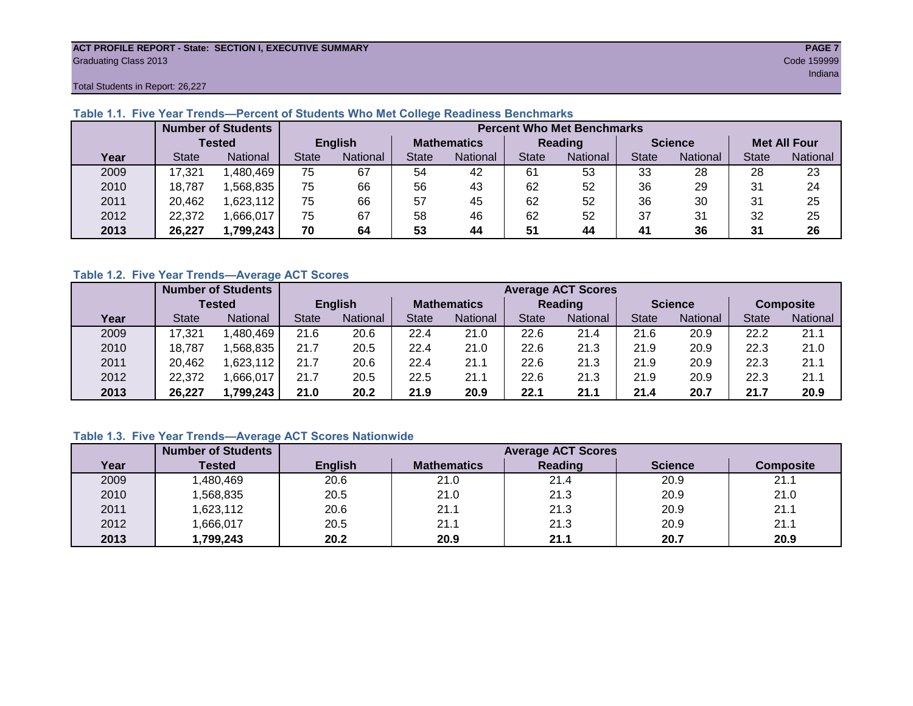ACT PROFILE REPORT - State: SECTION I, EXECUTIVE SUMMARY
Graduating Class 2013
Code 159999
Indiana
Total Students in Report: 26,227

### Table 1.1. Five Year Trends—Percent of Students Who Met College Readiness Benchmarks

| | Number of Students Tested | | Percent Who Met Benchmarks | | | | | | | | | |
|---|---|---|---|---|---|---|---|---|---|---|---|---|
| | | | English | | Mathematics | | Reading | | Science | | Met All Four | |
| Year | State | National | State | National | State | National | State | National | State | National | State | National |
| 2009 | 17,321 | 1,480,469 | 75 | 67 | 54 | 42 | 61 | 53 | 33 | 28 | 28 | 23 |
| 2010 | 18,787 | 1,568,835 | 75 | 66 | 56 | 43 | 62 | 52 | 36 | 29 | 31 | 24 |
| 2011 | 20,462 | 1,623,112 | 75 | 66 | 57 | 45 | 62 | 52 | 36 | 30 | 31 | 25 |
| 2012 | 22,372 | 1,666,017 | 75 | 67 | 58 | 46 | 62 | 52 | 37 | 31 | 32 | 25 |
| **2013** | **26,227** | **1,799,243** | **70** | **64** | **53** | **44** | **51** | **44** | **41** | **36** | **31** | **26** |

### Table 1.2. Five Year Trends—Average ACT Scores

| | Number of Students Tested | | Average ACT Scores | | | | | | | | | |
|---|---|---|---|---|---|---|---|---|---|---|---|---|
| | | | English | | Mathematics | | Reading | | Science | | Composite | |
| Year | State | National | State | National | State | National | State | National | State | National | State | National |
| 2009 | 17,321 | 1,480,469 | 21.6 | 20.6 | 22.4 | 21.0 | 22.6 | 21.4 | 21.6 | 20.9 | 22.2 | 21.1 |
| 2010 | 18,787 | 1,568,835 | 21.7 | 20.5 | 22.4 | 21.0 | 22.6 | 21.3 | 21.9 | 20.9 | 22.3 | 21.0 |
| 2011 | 20,462 | 1,623,112 | 21.7 | 20.6 | 22.4 | 21.1 | 22.6 | 21.3 | 21.9 | 20.9 | 22.3 | 21.1 |
| 2012 | 22,372 | 1,666,017 | 21.7 | 20.5 | 22.5 | 21.1 | 22.6 | 21.3 | 21.9 | 20.9 | 22.3 | 21.1 |
| **2013** | **26,227** | **1,799,243** | **21.0** | **20.2** | **21.9** | **20.9** | **22.1** | **21.1** | **21.4** | **20.7** | **21.7** | **20.9** |

### Table 1.3. Five Year Trends—Average ACT Scores Nationwide

| | Number of Students | Average ACT Scores | | | | |
|---|---|---|---|---|---|---|
| Year | Tested | English | Mathematics | Reading | Science | Composite |
| 2009 | 1,480,469 | 20.6 | 21.0 | 21.4 | 20.9 | 21.1 |
| 2010 | 1,568,835 | 20.5 | 21.0 | 21.3 | 20.9 | 21.0 |
| 2011 | 1,623,112 | 20.6 | 21.1 | 21.3 | 20.9 | 21.1 |
| 2012 | 1,666,017 | 20.5 | 21.1 | 21.3 | 20.9 | 21.1 |
| **2013** | **1,799,243** | **20.2** | **20.9** | **21.1** | **20.7** | **20.9** |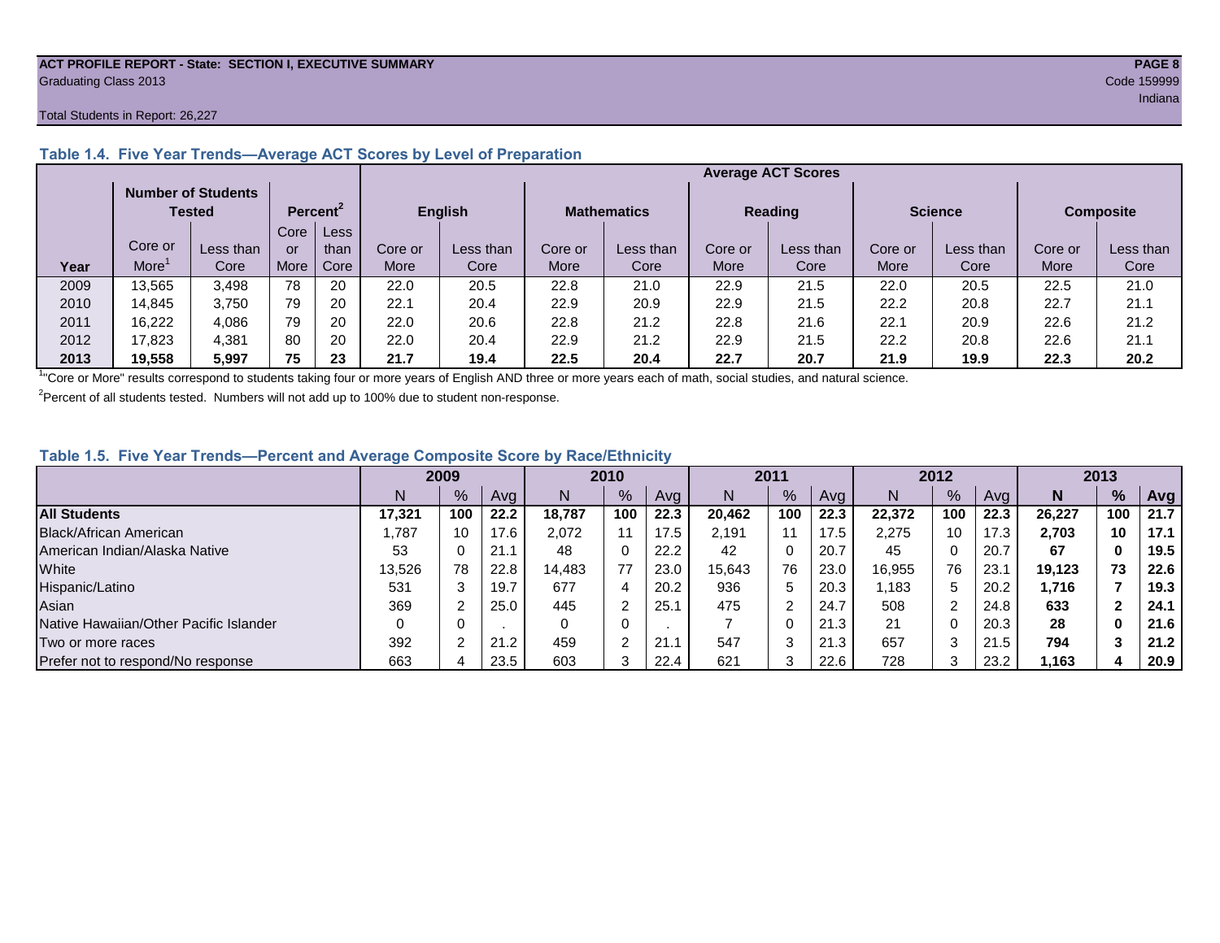**ACT PROFILE REPORT - State: SECTION I, EXECUTIVE SUMMARY**
Graduating Class 2013

Code 159999
Indiana

Total Students in Report: 26,227

### Table 1.4. Five Year Trends—Average ACT Scores by Level of Preparation

| Year | Number of Students Tested | | Percent[2] | | Average ACT Scores | | | | | | | | | |
|---|---|---|---|---|---|---|---|---|---|---|---|---|---|---|
| | | | | | English | | Mathematics | | Reading | | Science | | Composite | |
| | Core or More[1] | Less than Core | Core or More | Less than Core | Core or More | Less than Core | Core or More | Less than Core | Core or More | Less than Core | Core or More | Less than Core | Core or More | Less than Core |
| 2009 | 13,565 | 3,498 | 78 | 20 | 22.0 | 20.5 | 22.8 | 21.0 | 22.9 | 21.5 | 22.0 | 20.5 | 22.5 | 21.0 |
| 2010 | 14,845 | 3,750 | 79 | 20 | 22.1 | 20.4 | 22.9 | 20.9 | 22.9 | 21.5 | 22.2 | 20.8 | 22.7 | 21.1 |
| 2011 | 16,222 | 4,086 | 79 | 20 | 22.0 | 20.6 | 22.8 | 21.2 | 22.8 | 21.6 | 22.1 | 20.9 | 22.6 | 21.2 |
| 2012 | 17,823 | 4,381 | 80 | 20 | 22.0 | 20.4 | 22.9 | 21.2 | 22.9 | 21.5 | 22.2 | 20.8 | 22.6 | 21.1 |
| **2013** | **19,558** | **5,997** | **75** | **23** | **21.7** | **19.4** | **22.5** | **20.4** | **22.7** | **20.7** | **21.9** | **19.9** | **22.3** | **20.2** |

[1]"Core or More" results correspond to students taking four or more years of English AND three or more years each of math, social studies, and natural science.

[2]Percent of all students tested. Numbers will not add up to 100% due to student non-response.

### Table 1.5. Five Year Trends—Percent and Average Composite Score by Race/Ethnicity

| | 2009 | | | 2010 | | | 2011 | | | 2012 | | | **2013** | | |
|---|---|---|---|---|---|---|---|---|---|---|---|---|---|---|---|
| | N | % | Avg | N | % | Avg | N | % | Avg | N | % | Avg | **N** | **%** | **Avg** |
| **All Students** | **17,321** | **100** | **22.2** | **18,787** | **100** | **22.3** | **20,462** | **100** | **22.3** | **22,372** | **100** | **22.3** | **26,227** | **100** | **21.7** |
| Black/African American | 1,787 | 10 | 17.6 | 2,072 | 11 | 17.5 | 2,191 | 11 | 17.5 | 2,275 | 10 | 17.3 | **2,703** | **10** | **17.1** |
| American Indian/Alaska Native | 53 | 0 | 21.1 | 48 | 0 | 22.2 | 42 | 0 | 20.7 | 45 | 0 | 20.7 | **67** | **0** | **19.5** |
| White | 13,526 | 78 | 22.8 | 14,483 | 77 | 23.0 | 15,643 | 76 | 23.0 | 16,955 | 76 | 23.1 | **19,123** | **73** | **22.6** |
| Hispanic/Latino | 531 | 3 | 19.7 | 677 | 4 | 20.2 | 936 | 5 | 20.3 | 1,183 | 5 | 20.2 | **1,716** | **7** | **19.3** |
| Asian | 369 | 2 | 25.0 | 445 | 2 | 25.1 | 475 | 2 | 24.7 | 508 | 2 | 24.8 | **633** | **2** | **24.1** |
| Native Hawaiian/Other Pacific Islander | 0 | 0 | . | 0 | 0 | . | 7 | 0 | 21.3 | 21 | 0 | 20.3 | **28** | **0** | **21.6** |
| Two or more races | 392 | 2 | 21.2 | 459 | 2 | 21.1 | 547 | 3 | 21.3 | 657 | 3 | 21.5 | **794** | **3** | **21.2** |
| Prefer not to respond/No response | 663 | 4 | 23.5 | 603 | 3 | 22.4 | 621 | 3 | 22.6 | 728 | 3 | 23.2 | **1,163** | **4** | **20.9** |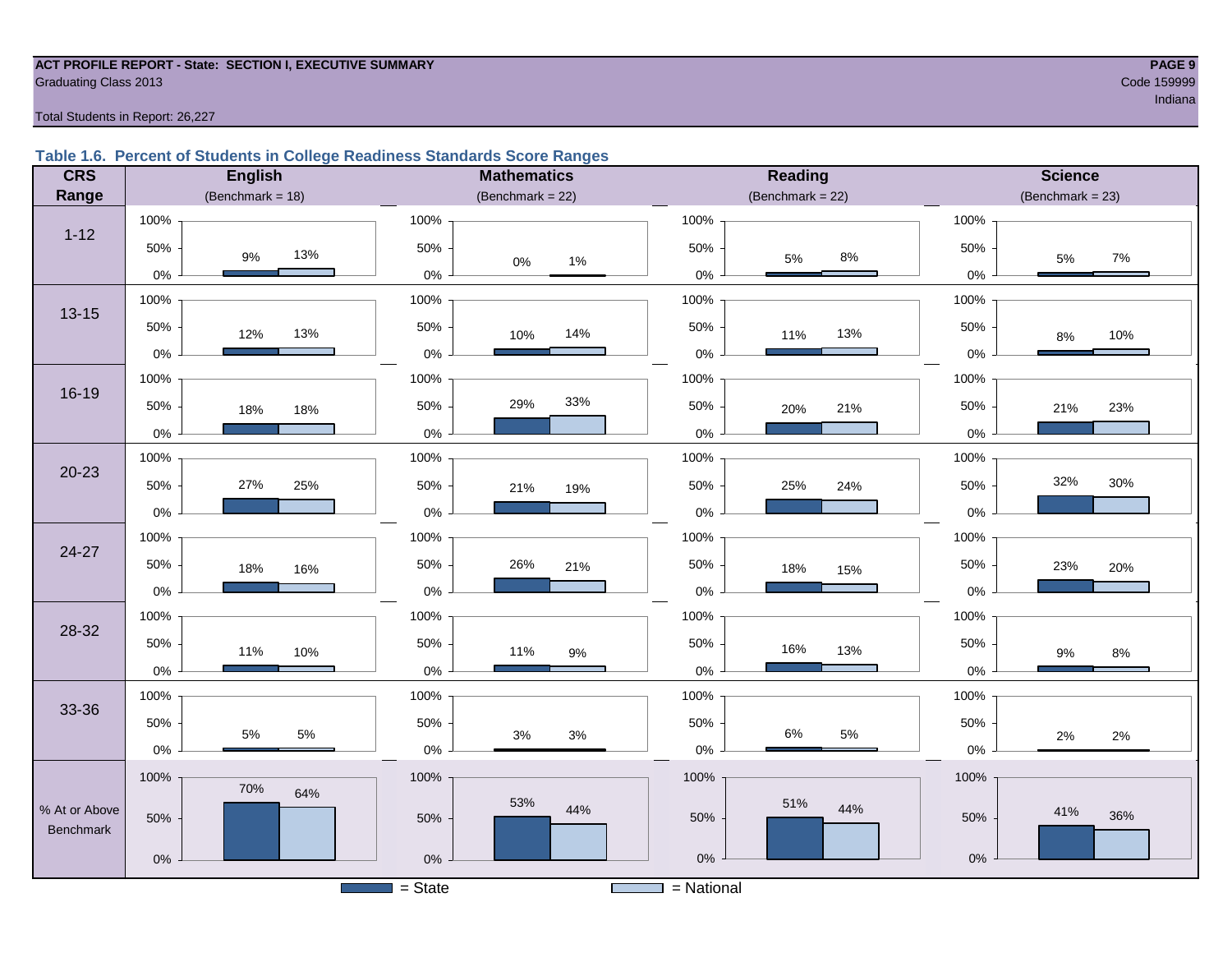**ACT PROFILE REPORT - State: SECTION I, EXECUTIVE SUMMARY**
Graduating Class 2013
Code 159999
Indiana

Total Students in Report: 26,227

### Table 1.6. Percent of Students in College Readiness Standards Score Ranges

| CRS Range | English (Benchmark = 18) State | English National | Mathematics (Benchmark = 22) State | Mathematics National | Reading (Benchmark = 22) State | Reading National | Science (Benchmark = 23) State | Science National |
|---|---|---|---|---|---|---|---|---|
| 1-12 | 9% | 13% | 0% | 1% | 5% | 8% | 5% | 7% |
| 13-15 | 12% | 13% | 10% | 14% | 11% | 13% | 8% | 10% |
| 16-19 | 18% | 18% | 29% | 33% | 20% | 21% | 21% | 23% |
| 20-23 | 27% | 25% | 21% | 19% | 25% | 24% | 32% | 30% |
| 24-27 | 18% | 16% | 26% | 21% | 18% | 15% | 23% | 20% |
| 28-32 | 11% | 10% | 11% | 9% | 16% | 13% | 9% | 8% |
| 33-36 | 5% | 5% | 3% | 3% | 6% | 5% | 2% | 2% |
| % At or Above Benchmark | 70% | 64% | 53% | 44% | 51% | 44% | 41% | 36% |

■ = State ■ = National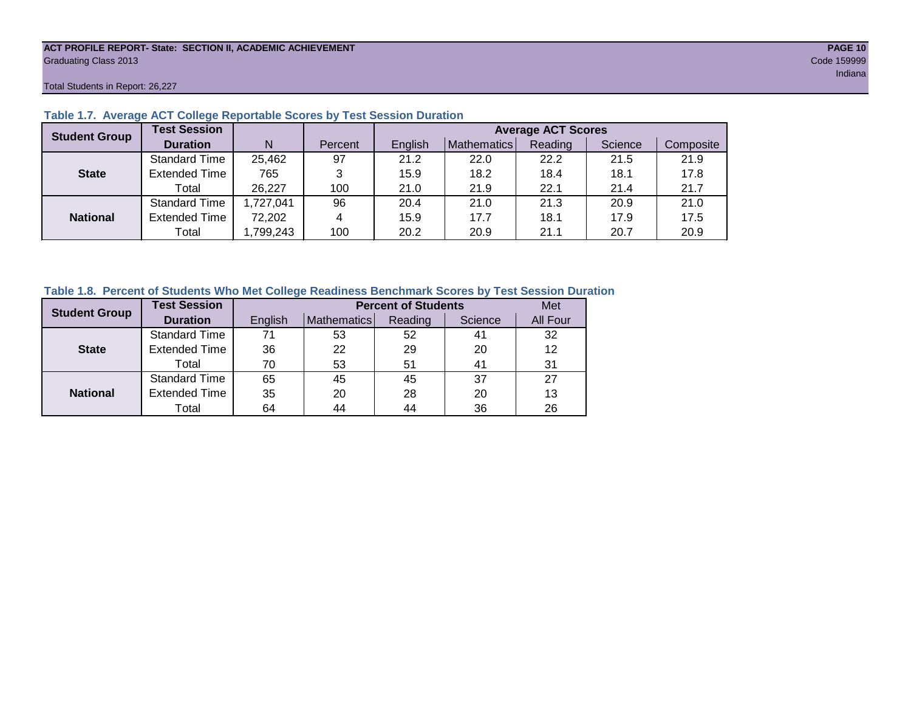ACT PROFILE REPORT- State: SECTION II, ACADEMIC ACHIEVEMENT
Graduating Class 2013
Code 159999
Indiana

Total Students in Report: 26,227

### Table 1.7. Average ACT College Reportable Scores by Test Session Duration

| Student Group | Test Session Duration | N | Percent | Average ACT Scores | | | | |
|---|---|---|---|---|---|---|---|---|
| | | | | English | Mathematics | Reading | Science | Composite |
| State | Standard Time | 25,462 | 97 | 21.2 | 22.0 | 22.2 | 21.5 | 21.9 |
| | Extended Time | 765 | 3 | 15.9 | 18.2 | 18.4 | 18.1 | 17.8 |
| | Total | 26,227 | 100 | 21.0 | 21.9 | 22.1 | 21.4 | 21.7 |
| National | Standard Time | 1,727,041 | 96 | 20.4 | 21.0 | 21.3 | 20.9 | 21.0 |
| | Extended Time | 72,202 | 4 | 15.9 | 17.7 | 18.1 | 17.9 | 17.5 |
| | Total | 1,799,243 | 100 | 20.2 | 20.9 | 21.1 | 20.7 | 20.9 |

### Table 1.8. Percent of Students Who Met College Readiness Benchmark Scores by Test Session Duration

| Student Group | Test Session Duration | Percent of Students | | | | Met |
|---|---|---|---|---|---|---|
| | | English | Mathematics | Reading | Science | All Four |
| State | Standard Time | 71 | 53 | 52 | 41 | 32 |
| | Extended Time | 36 | 22 | 29 | 20 | 12 |
| | Total | 70 | 53 | 51 | 41 | 31 |
| National | Standard Time | 65 | 45 | 45 | 37 | 27 |
| | Extended Time | 35 | 20 | 28 | 20 | 13 |
| | Total | 64 | 44 | 44 | 36 | 26 |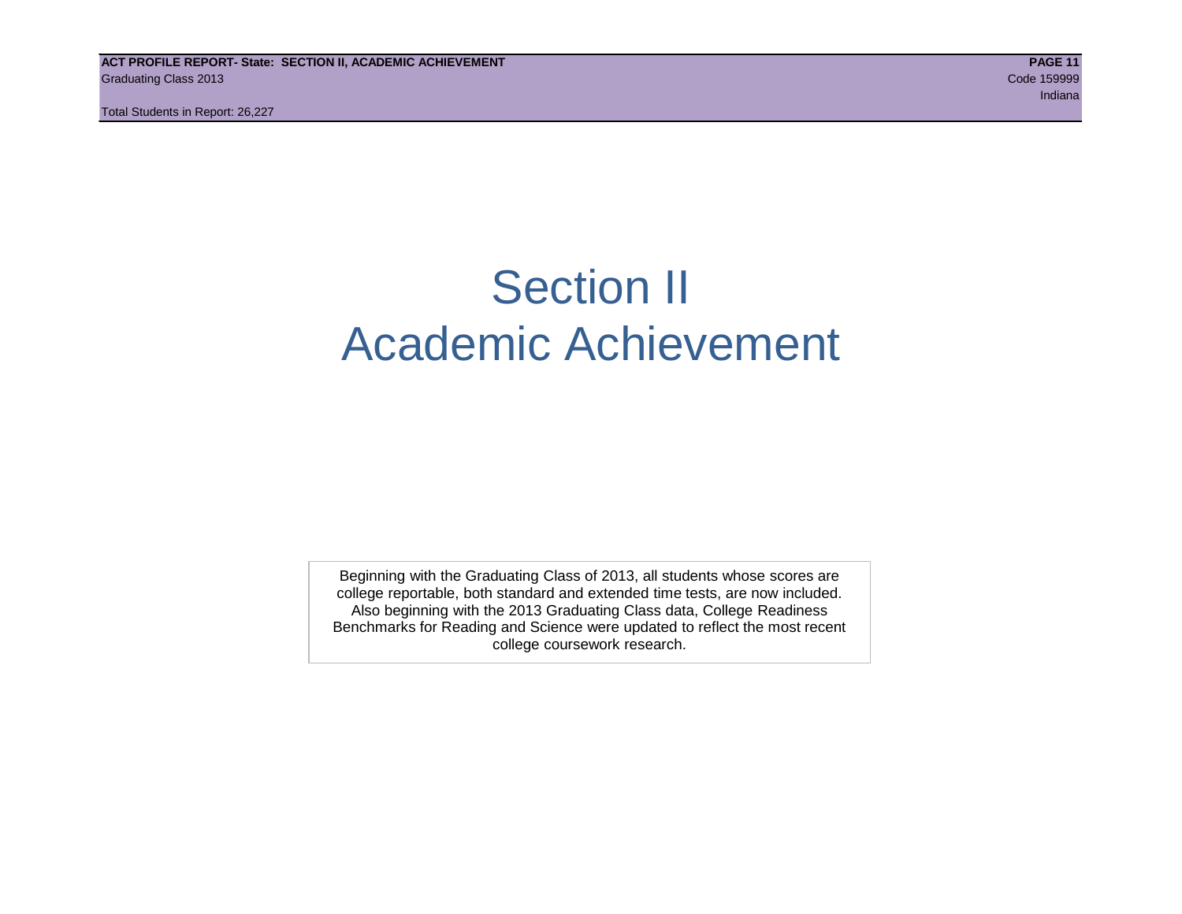# Section II
# Academic Achievement

Beginning with the Graduating Class of 2013, all students whose scores are college reportable, both standard and extended time tests, are now included. Also beginning with the 2013 Graduating Class data, College Readiness Benchmarks for Reading and Science were updated to reflect the most recent college coursework research.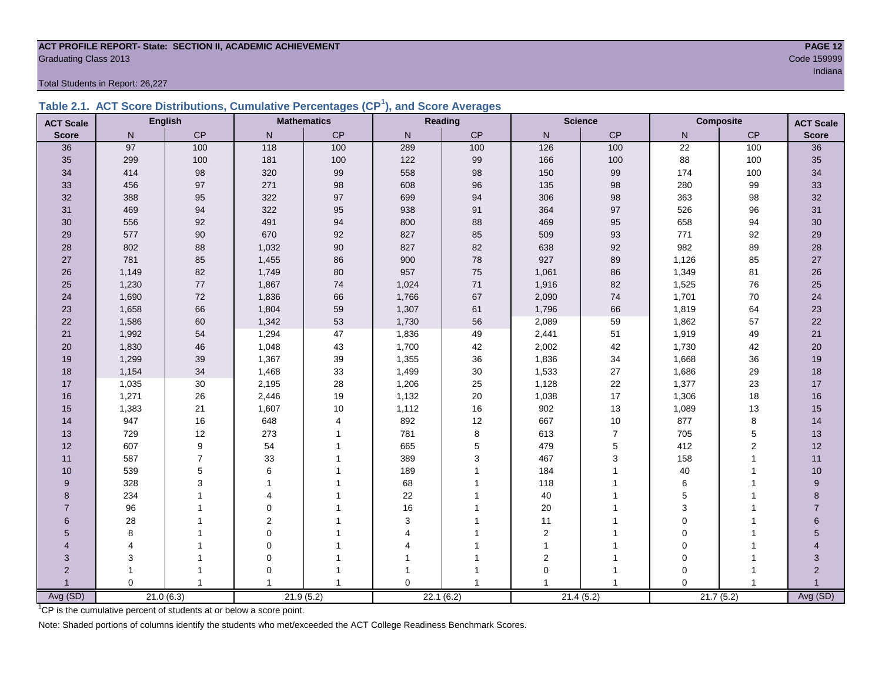**ACT PROFILE REPORT- State: SECTION II, ACADEMIC ACHIEVEMENT**
Graduating Class 2013

Code 159999
Indiana

Total Students in Report: 26,227

## Table 2.1. ACT Score Distributions, Cumulative Percentages (CP[1]), and Score Averages

| ACT Scale | English | | Mathematics | | Reading | | Science | | Composite | | ACT Scale |
|---|---|---|---|---|---|---|---|---|---|---|---|
| Score | N | CP | N | CP | N | CP | N | CP | N | CP | Score |
| 36 | 97 | 100 | 118 | 100 | 289 | 100 | 126 | 100 | 22 | 100 | 36 |
| 35 | 299 | 100 | 181 | 100 | 122 | 99 | 166 | 100 | 88 | 100 | 35 |
| 34 | 414 | 98 | 320 | 99 | 558 | 98 | 150 | 99 | 174 | 100 | 34 |
| 33 | 456 | 97 | 271 | 98 | 608 | 96 | 135 | 98 | 280 | 99 | 33 |
| 32 | 388 | 95 | 322 | 97 | 699 | 94 | 306 | 98 | 363 | 98 | 32 |
| 31 | 469 | 94 | 322 | 95 | 938 | 91 | 364 | 97 | 526 | 96 | 31 |
| 30 | 556 | 92 | 491 | 94 | 800 | 88 | 469 | 95 | 658 | 94 | 30 |
| 29 | 577 | 90 | 670 | 92 | 827 | 85 | 509 | 93 | 771 | 92 | 29 |
| 28 | 802 | 88 | 1,032 | 90 | 827 | 82 | 638 | 92 | 982 | 89 | 28 |
| 27 | 781 | 85 | 1,455 | 86 | 900 | 78 | 927 | 89 | 1,126 | 85 | 27 |
| 26 | 1,149 | 82 | 1,749 | 80 | 957 | 75 | 1,061 | 86 | 1,349 | 81 | 26 |
| 25 | 1,230 | 77 | 1,867 | 74 | 1,024 | 71 | 1,916 | 82 | 1,525 | 76 | 25 |
| 24 | 1,690 | 72 | 1,836 | 66 | 1,766 | 67 | 2,090 | 74 | 1,701 | 70 | 24 |
| 23 | 1,658 | 66 | 1,804 | 59 | 1,307 | 61 | 1,796 | 66 | 1,819 | 64 | 23 |
| 22 | 1,586 | 60 | 1,342 | 53 | 1,730 | 56 | 2,089 | 59 | 1,862 | 57 | 22 |
| 21 | 1,992 | 54 | 1,294 | 47 | 1,836 | 49 | 2,441 | 51 | 1,919 | 49 | 21 |
| 20 | 1,830 | 46 | 1,048 | 43 | 1,700 | 42 | 2,002 | 42 | 1,730 | 42 | 20 |
| 19 | 1,299 | 39 | 1,367 | 39 | 1,355 | 36 | 1,836 | 34 | 1,668 | 36 | 19 |
| 18 | 1,154 | 34 | 1,468 | 33 | 1,499 | 30 | 1,533 | 27 | 1,686 | 29 | 18 |
| 17 | 1,035 | 30 | 2,195 | 28 | 1,206 | 25 | 1,128 | 22 | 1,377 | 23 | 17 |
| 16 | 1,271 | 26 | 2,446 | 19 | 1,132 | 20 | 1,038 | 17 | 1,306 | 18 | 16 |
| 15 | 1,383 | 21 | 1,607 | 10 | 1,112 | 16 | 902 | 13 | 1,089 | 13 | 15 |
| 14 | 947 | 16 | 648 | 4 | 892 | 12 | 667 | 10 | 877 | 8 | 14 |
| 13 | 729 | 12 | 273 | 1 | 781 | 8 | 613 | 7 | 705 | 5 | 13 |
| 12 | 607 | 9 | 54 | 1 | 665 | 5 | 479 | 5 | 412 | 2 | 12 |
| 11 | 587 | 7 | 33 | 1 | 389 | 3 | 467 | 3 | 158 | 1 | 11 |
| 10 | 539 | 5 | 6 | 1 | 189 | 1 | 184 | 1 | 40 | 1 | 10 |
| 9 | 328 | 3 | 1 | 1 | 68 | 1 | 118 | 1 | 6 | 1 | 9 |
| 8 | 234 | 1 | 4 | 1 | 22 | 1 | 40 | 1 | 5 | 1 | 8 |
| 7 | 96 | 1 | 0 | 1 | 16 | 1 | 20 | 1 | 3 | 1 | 7 |
| 6 | 28 | 1 | 2 | 1 | 3 | 1 | 11 | 1 | 0 | 1 | 6 |
| 5 | 8 | 1 | 0 | 1 | 4 | 1 | 2 | 1 | 0 | 1 | 5 |
| 4 | 4 | 1 | 0 | 1 | 4 | 1 | 1 | 1 | 0 | 1 | 4 |
| 3 | 3 | 1 | 0 | 1 | 1 | 1 | 2 | 1 | 0 | 1 | 3 |
| 2 | 1 | 1 | 0 | 1 | 1 | 1 | 0 | 1 | 0 | 1 | 2 |
| 1 | 0 | 1 | 1 | 1 | 0 | 1 | 1 | 1 | 0 | 1 | 1 |
| Avg (SD) | 21.0 (6.3) | | 21.9 (5.2) | | 22.1 (6.2) | | 21.4 (5.2) | | 21.7 (5.2) | | Avg (SD) |

[1]CP is the cumulative percent of students at or below a score point.

Note: Shaded portions of columns identify the students who met/exceeded the ACT College Readiness Benchmark Scores.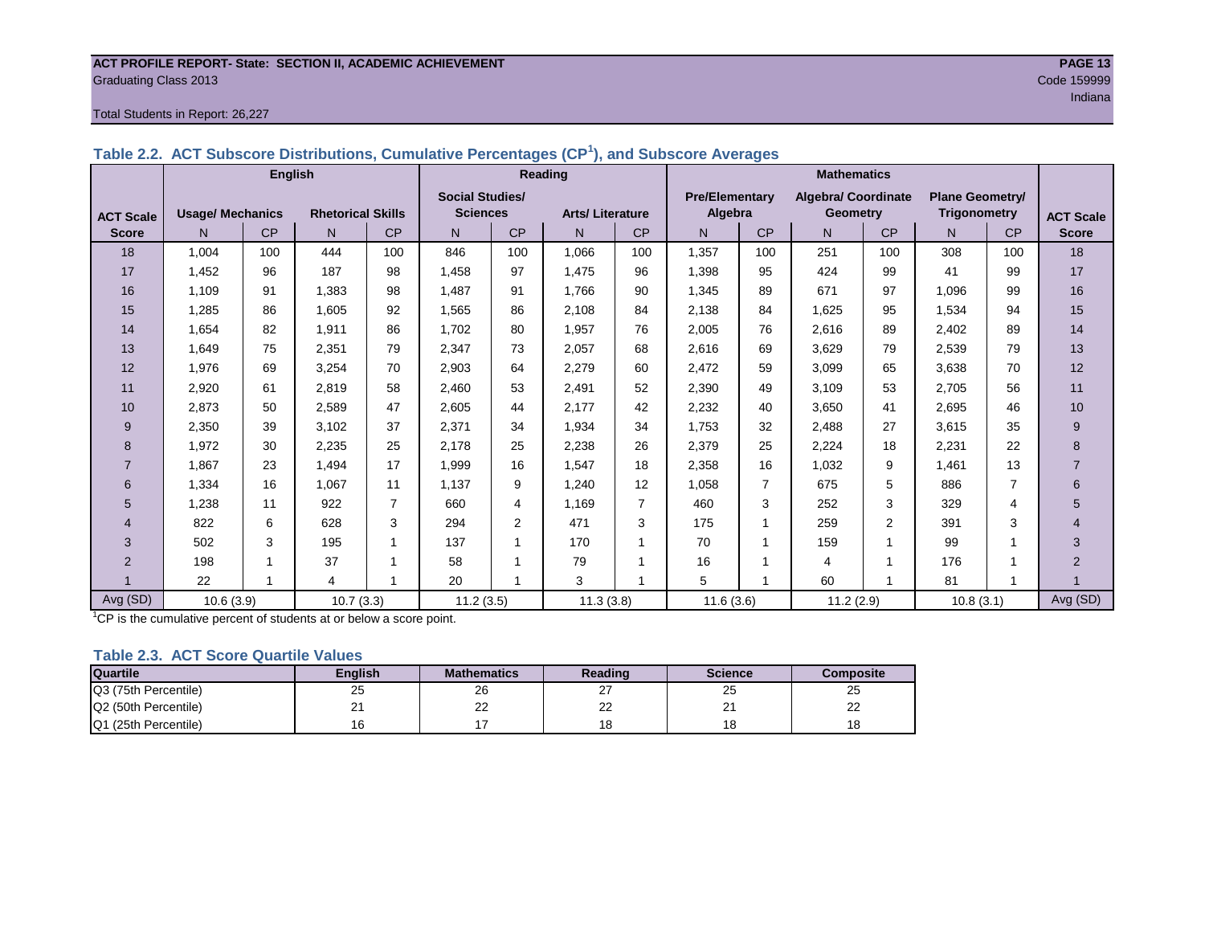ACT PROFILE REPORT- State: SECTION II, ACADEMIC ACHIEVEMENT

Graduating Class 2013

Code 159999

Indiana

Total Students in Report: 26,227

### Table 2.2. ACT Subscore Distributions, Cumulative Percentages (CP[1]), and Subscore Averages

| ACT Scale Score | English | | | | Reading | | | | Mathematics | | | | | | ACT Scale Score |
|---|---|---|---|---|---|---|---|---|---|---|---|---|---|---|---|
| | Usage/ Mechanics | | Rhetorical Skills | | Social Studies/ Sciences | | Arts/ Literature | | Pre/Elementary Algebra | | Algebra/ Coordinate Geometry | | Plane Geometry/ Trigonometry | | |
| | N | CP | N | CP | N | CP | N | CP | N | CP | N | CP | N | CP | |
| 18 | 1,004 | 100 | 444 | 100 | 846 | 100 | 1,066 | 100 | 1,357 | 100 | 251 | 100 | 308 | 100 | 18 |
| 17 | 1,452 | 96 | 187 | 98 | 1,458 | 97 | 1,475 | 96 | 1,398 | 95 | 424 | 99 | 41 | 99 | 17 |
| 16 | 1,109 | 91 | 1,383 | 98 | 1,487 | 91 | 1,766 | 90 | 1,345 | 89 | 671 | 97 | 1,096 | 99 | 16 |
| 15 | 1,285 | 86 | 1,605 | 92 | 1,565 | 86 | 2,108 | 84 | 2,138 | 84 | 1,625 | 95 | 1,534 | 94 | 15 |
| 14 | 1,654 | 82 | 1,911 | 86 | 1,702 | 80 | 1,957 | 76 | 2,005 | 76 | 2,616 | 89 | 2,402 | 89 | 14 |
| 13 | 1,649 | 75 | 2,351 | 79 | 2,347 | 73 | 2,057 | 68 | 2,616 | 69 | 3,629 | 79 | 2,539 | 79 | 13 |
| 12 | 1,976 | 69 | 3,254 | 70 | 2,903 | 64 | 2,279 | 60 | 2,472 | 59 | 3,099 | 65 | 3,638 | 70 | 12 |
| 11 | 2,920 | 61 | 2,819 | 58 | 2,460 | 53 | 2,491 | 52 | 2,390 | 49 | 3,109 | 53 | 2,705 | 56 | 11 |
| 10 | 2,873 | 50 | 2,589 | 47 | 2,605 | 44 | 2,177 | 42 | 2,232 | 40 | 3,650 | 41 | 2,695 | 46 | 10 |
| 9 | 2,350 | 39 | 3,102 | 37 | 2,371 | 34 | 1,934 | 34 | 1,753 | 32 | 2,488 | 27 | 3,615 | 35 | 9 |
| 8 | 1,972 | 30 | 2,235 | 25 | 2,178 | 25 | 2,238 | 26 | 2,379 | 25 | 2,224 | 18 | 2,231 | 22 | 8 |
| 7 | 1,867 | 23 | 1,494 | 17 | 1,999 | 16 | 1,547 | 18 | 2,358 | 16 | 1,032 | 9 | 1,461 | 13 | 7 |
| 6 | 1,334 | 16 | 1,067 | 11 | 1,137 | 9 | 1,240 | 12 | 1,058 | 7 | 675 | 5 | 886 | 7 | 6 |
| 5 | 1,238 | 11 | 922 | 7 | 660 | 4 | 1,169 | 7 | 460 | 3 | 252 | 3 | 329 | 4 | 5 |
| 4 | 822 | 6 | 628 | 3 | 294 | 2 | 471 | 3 | 175 | 1 | 259 | 2 | 391 | 3 | 4 |
| 3 | 502 | 3 | 195 | 1 | 137 | 1 | 170 | 1 | 70 | 1 | 159 | 1 | 99 | 1 | 3 |
| 2 | 198 | 1 | 37 | 1 | 58 | 1 | 79 | 1 | 16 | 1 | 4 | 1 | 176 | 1 | 2 |
| 1 | 22 | 1 | 4 | 1 | 20 | 1 | 3 | 1 | 5 | 1 | 60 | 1 | 81 | 1 | 1 |
| Avg (SD) | 10.6 (3.9) | | 10.7 (3.3) | | 11.2 (3.5) | | 11.3 (3.8) | | 11.6 (3.6) | | 11.2 (2.9) | | 10.8 (3.1) | | Avg (SD) |

[1]CP is the cumulative percent of students at or below a score point.

### Table 2.3. ACT Score Quartile Values

| Quartile | English | Mathematics | Reading | Science | Composite |
|---|---|---|---|---|---|
| Q3 (75th Percentile) | 25 | 26 | 27 | 25 | 25 |
| Q2 (50th Percentile) | 21 | 22 | 22 | 21 | 22 |
| Q1 (25th Percentile) | 16 | 17 | 18 | 18 | 18 |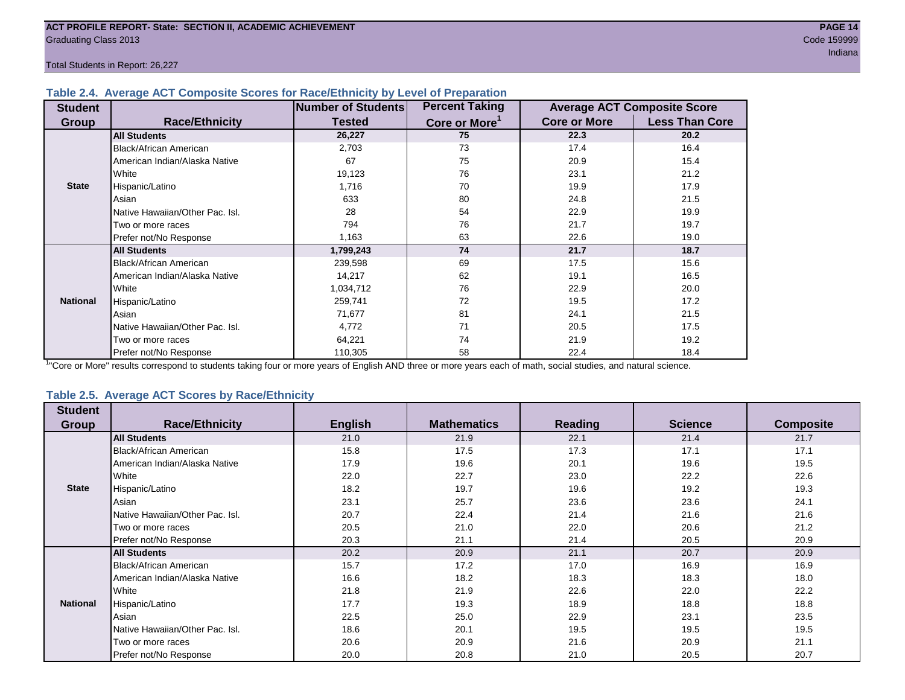ACT PROFILE REPORT- State: SECTION II, ACADEMIC ACHIEVEMENT
Graduating Class 2013
Code 159999
Indiana

Total Students in Report: 26,227

### Table 2.4. Average ACT Composite Scores for Race/Ethnicity by Level of Preparation

| Student Group | Race/Ethnicity | Number of Students Tested | Percent Taking Core or More[1] | Average ACT Composite Score | |
|---|---|---|---|---|---|
| | | | | Core or More | Less Than Core |
| State | **All Students** | **26,227** | **75** | **22.3** | **20.2** |
| | Black/African American | 2,703 | 73 | 17.4 | 16.4 |
| | American Indian/Alaska Native | 67 | 75 | 20.9 | 15.4 |
| | White | 19,123 | 76 | 23.1 | 21.2 |
| | Hispanic/Latino | 1,716 | 70 | 19.9 | 17.9 |
| | Asian | 633 | 80 | 24.8 | 21.5 |
| | Native Hawaiian/Other Pac. Isl. | 28 | 54 | 22.9 | 19.9 |
| | Two or more races | 794 | 76 | 21.7 | 19.7 |
| | Prefer not/No Response | 1,163 | 63 | 22.6 | 19.0 |
| National | **All Students** | **1,799,243** | **74** | **21.7** | **18.7** |
| | Black/African American | 239,598 | 69 | 17.5 | 15.6 |
| | American Indian/Alaska Native | 14,217 | 62 | 19.1 | 16.5 |
| | White | 1,034,712 | 76 | 22.9 | 20.0 |
| | Hispanic/Latino | 259,741 | 72 | 19.5 | 17.2 |
| | Asian | 71,677 | 81 | 24.1 | 21.5 |
| | Native Hawaiian/Other Pac. Isl. | 4,772 | 71 | 20.5 | 17.5 |
| | Two or more races | 64,221 | 74 | 21.9 | 19.2 |
| | Prefer not/No Response | 110,305 | 58 | 22.4 | 18.4 |

[1]"Core or More" results correspond to students taking four or more years of English AND three or more years each of math, social studies, and natural science.

### Table 2.5. Average ACT Scores by Race/Ethnicity

| Student Group | Race/Ethnicity | English | Mathematics | Reading | Science | Composite |
|---|---|---|---|---|---|---|
| State | **All Students** | 21.0 | 21.9 | 22.1 | 21.4 | 21.7 |
| | Black/African American | 15.8 | 17.5 | 17.3 | 17.1 | 17.1 |
| | American Indian/Alaska Native | 17.9 | 19.6 | 20.1 | 19.6 | 19.5 |
| | White | 22.0 | 22.7 | 23.0 | 22.2 | 22.6 |
| | Hispanic/Latino | 18.2 | 19.7 | 19.6 | 19.2 | 19.3 |
| | Asian | 23.1 | 25.7 | 23.6 | 23.6 | 24.1 |
| | Native Hawaiian/Other Pac. Isl. | 20.7 | 22.4 | 21.4 | 21.6 | 21.6 |
| | Two or more races | 20.5 | 21.0 | 22.0 | 20.6 | 21.2 |
| | Prefer not/No Response | 20.3 | 21.1 | 21.4 | 20.5 | 20.9 |
| National | **All Students** | 20.2 | 20.9 | 21.1 | 20.7 | 20.9 |
| | Black/African American | 15.7 | 17.2 | 17.0 | 16.9 | 16.9 |
| | American Indian/Alaska Native | 16.6 | 18.2 | 18.3 | 18.3 | 18.0 |
| | White | 21.8 | 21.9 | 22.6 | 22.0 | 22.2 |
| | Hispanic/Latino | 17.7 | 19.3 | 18.9 | 18.8 | 18.8 |
| | Asian | 22.5 | 25.0 | 22.9 | 23.1 | 23.5 |
| | Native Hawaiian/Other Pac. Isl. | 18.6 | 20.1 | 19.5 | 19.5 | 19.5 |
| | Two or more races | 20.6 | 20.9 | 21.6 | 20.9 | 21.1 |
| | Prefer not/No Response | 20.0 | 20.8 | 21.0 | 20.5 | 20.7 |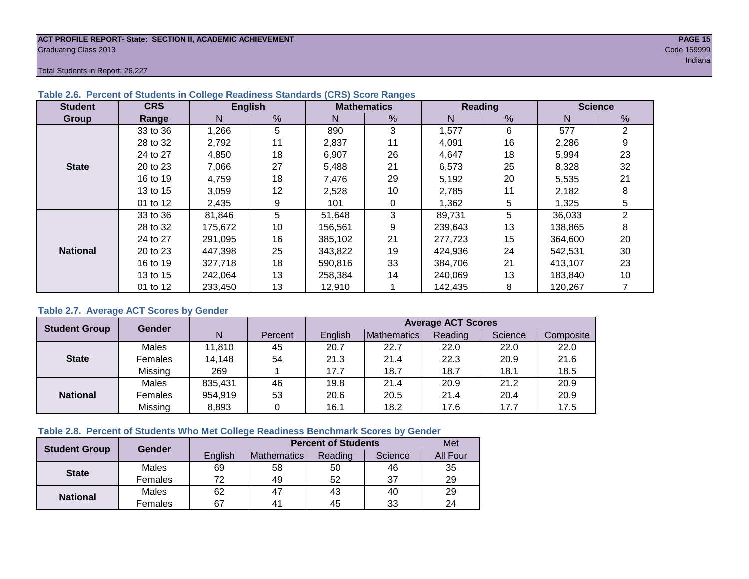ACT PROFILE REPORT- State: SECTION II, ACADEMIC ACHIEVEMENT
Graduating Class 2013
Code 159999
Indiana

Total Students in Report: 26,227

### Table 2.6. Percent of Students in College Readiness Standards (CRS) Score Ranges

| Student Group | CRS Range | English | | Mathematics | | Reading | | Science | |
|---|---|---|---|---|---|---|---|---|---|
| | | N | % | N | % | N | % | N | % |
| State | 33 to 36 | 1,266 | 5 | 890 | 3 | 1,577 | 6 | 577 | 2 |
| | 28 to 32 | 2,792 | 11 | 2,837 | 11 | 4,091 | 16 | 2,286 | 9 |
| | 24 to 27 | 4,850 | 18 | 6,907 | 26 | 4,647 | 18 | 5,994 | 23 |
| | 20 to 23 | 7,066 | 27 | 5,488 | 21 | 6,573 | 25 | 8,328 | 32 |
| | 16 to 19 | 4,759 | 18 | 7,476 | 29 | 5,192 | 20 | 5,535 | 21 |
| | 13 to 15 | 3,059 | 12 | 2,528 | 10 | 2,785 | 11 | 2,182 | 8 |
| | 01 to 12 | 2,435 | 9 | 101 | 0 | 1,362 | 5 | 1,325 | 5 |
| National | 33 to 36 | 81,846 | 5 | 51,648 | 3 | 89,731 | 5 | 36,033 | 2 |
| | 28 to 32 | 175,672 | 10 | 156,561 | 9 | 239,643 | 13 | 138,865 | 8 |
| | 24 to 27 | 291,095 | 16 | 385,102 | 21 | 277,723 | 15 | 364,600 | 20 |
| | 20 to 23 | 447,398 | 25 | 343,822 | 19 | 424,936 | 24 | 542,531 | 30 |
| | 16 to 19 | 327,718 | 18 | 590,816 | 33 | 384,706 | 21 | 413,107 | 23 |
| | 13 to 15 | 242,064 | 13 | 258,384 | 14 | 240,069 | 13 | 183,840 | 10 |
| | 01 to 12 | 233,450 | 13 | 12,910 | 1 | 142,435 | 8 | 120,267 | 7 |

### Table 2.7. Average ACT Scores by Gender

| Student Group | Gender | N | Percent | Average ACT Scores | | | | |
|---|---|---|---|---|---|---|---|---|
| | | | | English | Mathematics | Reading | Science | Composite |
| State | Males | 11,810 | 45 | 20.7 | 22.7 | 22.0 | 22.0 | 22.0 |
| | Females | 14,148 | 54 | 21.3 | 21.4 | 22.3 | 20.9 | 21.6 |
| | Missing | 269 | 1 | 17.7 | 18.7 | 18.7 | 18.1 | 18.5 |
| National | Males | 835,431 | 46 | 19.8 | 21.4 | 20.9 | 21.2 | 20.9 |
| | Females | 954,919 | 53 | 20.6 | 20.5 | 21.4 | 20.4 | 20.9 |
| | Missing | 8,893 | 0 | 16.1 | 18.2 | 17.6 | 17.7 | 17.5 |

### Table 2.8. Percent of Students Who Met College Readiness Benchmark Scores by Gender

| Student Group | Gender | Percent of Students | | | | Met |
|---|---|---|---|---|---|---|
| | | English | Mathematics | Reading | Science | All Four |
| State | Males | 69 | 58 | 50 | 46 | 35 |
| | Females | 72 | 49 | 52 | 37 | 29 |
| National | Males | 62 | 47 | 43 | 40 | 29 |
| | Females | 67 | 41 | 45 | 33 | 24 |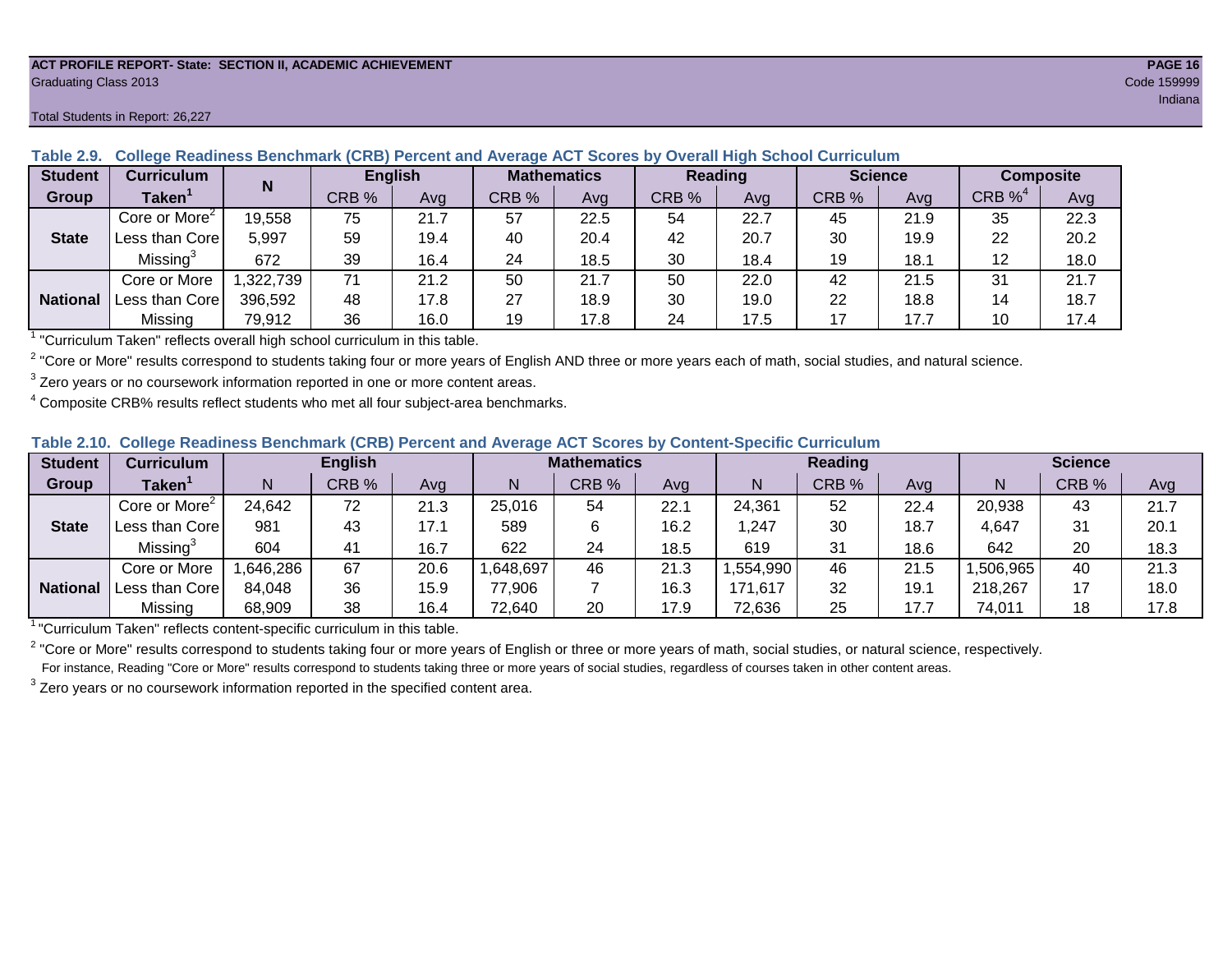ACT PROFILE REPORT- State: SECTION II, ACADEMIC ACHIEVEMENT
Graduating Class 2013
Code 159999
Indiana

Total Students in Report: 26,227

**Table 2.9. College Readiness Benchmark (CRB) Percent and Average ACT Scores by Overall High School Curriculum**

| Student Group | Curriculum Taken[1] | N | English | | Mathematics | | Reading | | Science | | Composite | |
|---|---|---|---|---|---|---|---|---|---|---|---|---|
| | | | CRB % | Avg | CRB % | Avg | CRB % | Avg | CRB % | Avg | CRB %[4] | Avg |
| State | Core or More[2] | 19,558 | 75 | 21.7 | 57 | 22.5 | 54 | 22.7 | 45 | 21.9 | 35 | 22.3 |
| | Less than Core | 5,997 | 59 | 19.4 | 40 | 20.4 | 42 | 20.7 | 30 | 19.9 | 22 | 20.2 |
| | Missing[3] | 672 | 39 | 16.4 | 24 | 18.5 | 30 | 18.4 | 19 | 18.1 | 12 | 18.0 |
| National | Core or More | 1,322,739 | 71 | 21.2 | 50 | 21.7 | 50 | 22.0 | 42 | 21.5 | 31 | 21.7 |
| | Less than Core | 396,592 | 48 | 17.8 | 27 | 18.9 | 30 | 19.0 | 22 | 18.8 | 14 | 18.7 |
| | Missing | 79,912 | 36 | 16.0 | 19 | 17.8 | 24 | 17.5 | 17 | 17.7 | 10 | 17.4 |

[1] "Curriculum Taken" reflects overall high school curriculum in this table.

[2] "Core or More" results correspond to students taking four or more years of English AND three or more years each of math, social studies, and natural science.

[3] Zero years or no coursework information reported in one or more content areas.

[4] Composite CRB% results reflect students who met all four subject-area benchmarks.

**Table 2.10. College Readiness Benchmark (CRB) Percent and Average ACT Scores by Content-Specific Curriculum**

| Student Group | Curriculum Taken[1] | English | | | Mathematics | | | Reading | | | Science | | |
|---|---|---|---|---|---|---|---|---|---|---|---|---|---|
| | | N | CRB % | Avg | N | CRB % | Avg | N | CRB % | Avg | N | CRB % | Avg |
| State | Core or More[2] | 24,642 | 72 | 21.3 | 25,016 | 54 | 22.1 | 24,361 | 52 | 22.4 | 20,938 | 43 | 21.7 |
| | Less than Core | 981 | 43 | 17.1 | 589 | 6 | 16.2 | 1,247 | 30 | 18.7 | 4,647 | 31 | 20.1 |
| | Missing[3] | 604 | 41 | 16.7 | 622 | 24 | 18.5 | 619 | 31 | 18.6 | 642 | 20 | 18.3 |
| National | Core or More | 1,646,286 | 67 | 20.6 | 1,648,697 | 46 | 21.3 | 1,554,990 | 46 | 21.5 | 1,506,965 | 40 | 21.3 |
| | Less than Core | 84,048 | 36 | 15.9 | 77,906 | 7 | 16.3 | 171,617 | 32 | 19.1 | 218,267 | 17 | 18.0 |
| | Missing | 68,909 | 38 | 16.4 | 72,640 | 20 | 17.9 | 72,636 | 25 | 17.7 | 74,011 | 18 | 17.8 |

[1] "Curriculum Taken" reflects content-specific curriculum in this table.

[2] "Core or More" results correspond to students taking four or more years of English or three or more years of math, social studies, or natural science, respectively.
For instance, Reading "Core or More" results correspond to students taking three or more years of social studies, regardless of courses taken in other content areas.

[3] Zero years or no coursework information reported in the specified content area.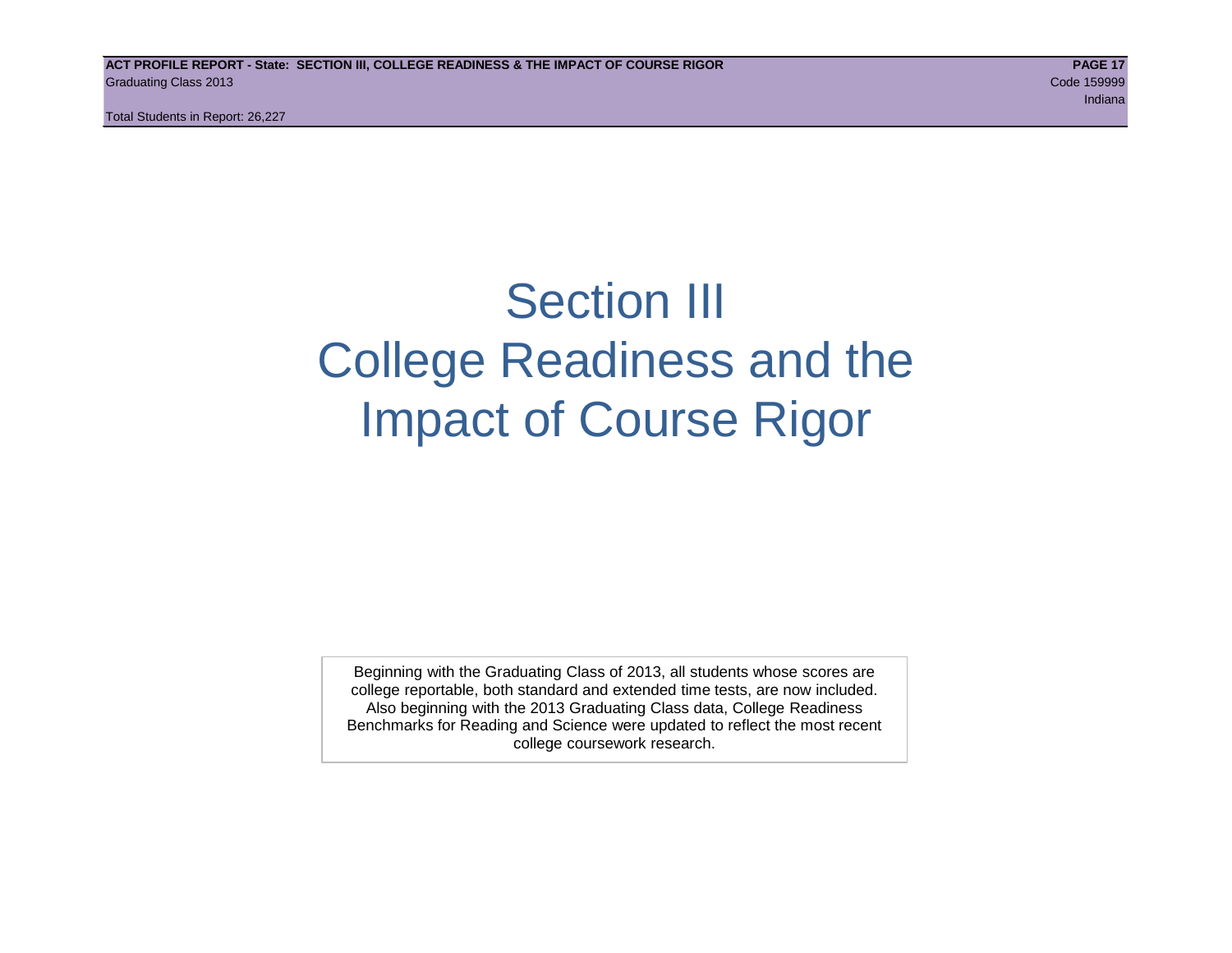# Section III College Readiness and the Impact of Course Rigor

Beginning with the Graduating Class of 2013, all students whose scores are college reportable, both standard and extended time tests, are now included. Also beginning with the 2013 Graduating Class data, College Readiness Benchmarks for Reading and Science were updated to reflect the most recent college coursework research.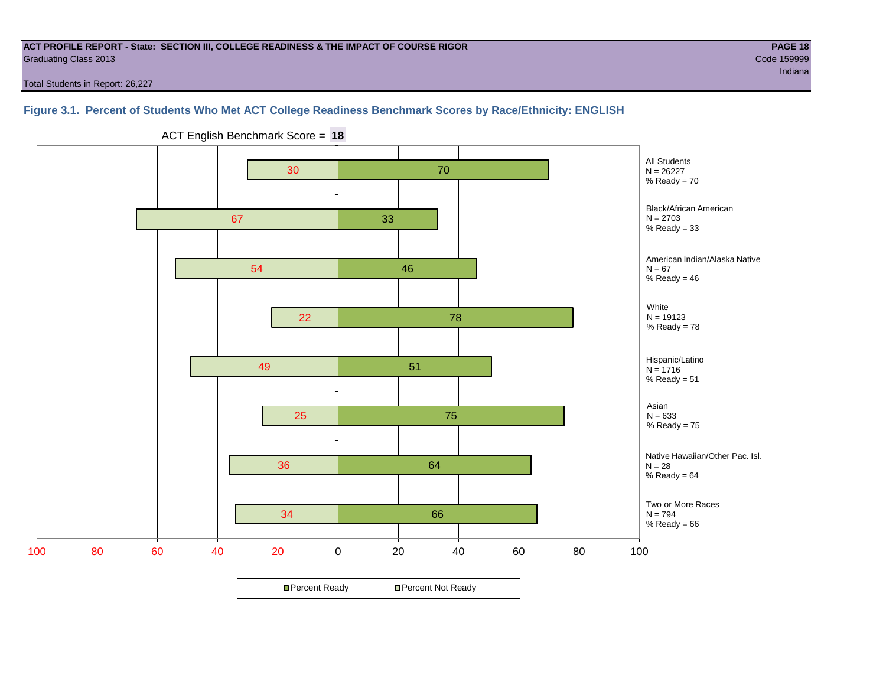**ACT PROFILE REPORT - State: SECTION III, COLLEGE READINESS & THE IMPACT OF COURSE RIGOR**
Graduating Class 2013

Code 159999
Indiana

Total Students in Report: 26,227

### Figure 3.1. Percent of Students Who Met ACT College Readiness Benchmark Scores by Race/Ethnicity: ENGLISH

ACT English Benchmark Score = **18**

| Group | N | Percent Not Ready | Percent Ready |
|---|---|---|---|
| All Students | 26227 | 30 | 70 |
| Black/African American | 2703 | 67 | 33 |
| American Indian/Alaska Native | 67 | 54 | 46 |
| White | 19123 | 22 | 78 |
| Hispanic/Latino | 1716 | 49 | 51 |
| Asian | 633 | 25 | 75 |
| Native Hawaiian/Other Pac. Isl. | 28 | 36 | 64 |
| Two or More Races | 794 | 34 | 66 |

■Percent Ready □Percent Not Ready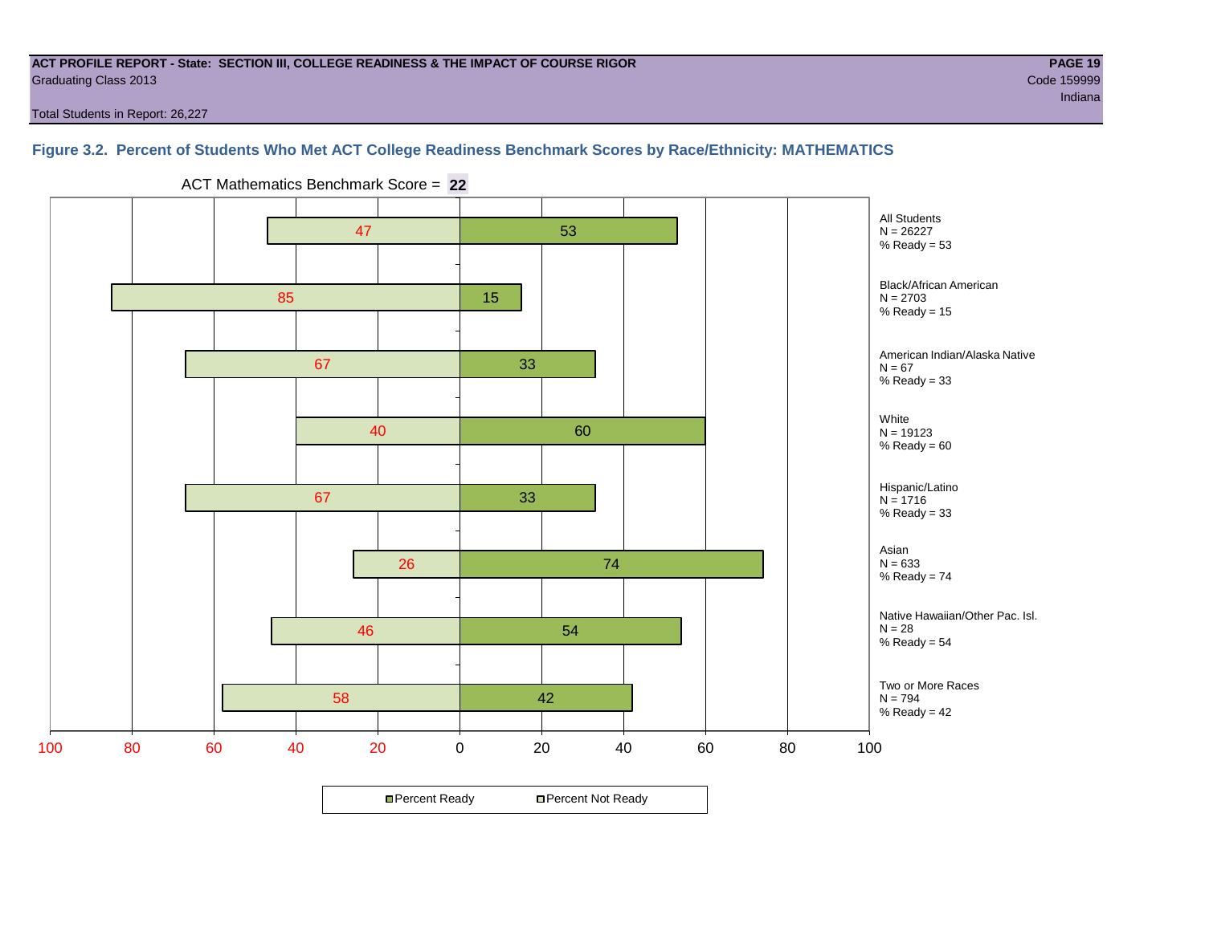**ACT PROFILE REPORT - State: SECTION III, COLLEGE READINESS & THE IMPACT OF COURSE RIGOR**
Graduating Class 2013

Code 159999
Indiana

Total Students in Report: 26,227

## Figure 3.2. Percent of Students Who Met ACT College Readiness Benchmark Scores by Race/Ethnicity: MATHEMATICS

ACT Mathematics Benchmark Score = **22**

| Group | N | Percent Not Ready | Percent Ready |
|---|---|---|---|
| All Students | 26227 | 47 | 53 |
| Black/African American | 2703 | 85 | 15 |
| American Indian/Alaska Native | 67 | 67 | 33 |
| White | 19123 | 40 | 60 |
| Hispanic/Latino | 1716 | 67 | 33 |
| Asian | 633 | 26 | 74 |
| Native Hawaiian/Other Pac. Isl. | 28 | 46 | 54 |
| Two or More Races | 794 | 58 | 42 |

All Students
N = 26227
% Ready = 53

Black/African American
N = 2703
% Ready = 15

American Indian/Alaska Native
N = 67
% Ready = 33

White
N = 19123
% Ready = 60

Hispanic/Latino
N = 1716
% Ready = 33

Asian
N = 633
% Ready = 74

Native Hawaiian/Other Pac. Isl.
N = 28
% Ready = 54

Two or More Races
N = 794
% Ready = 42

Percent Ready | Percent Not Ready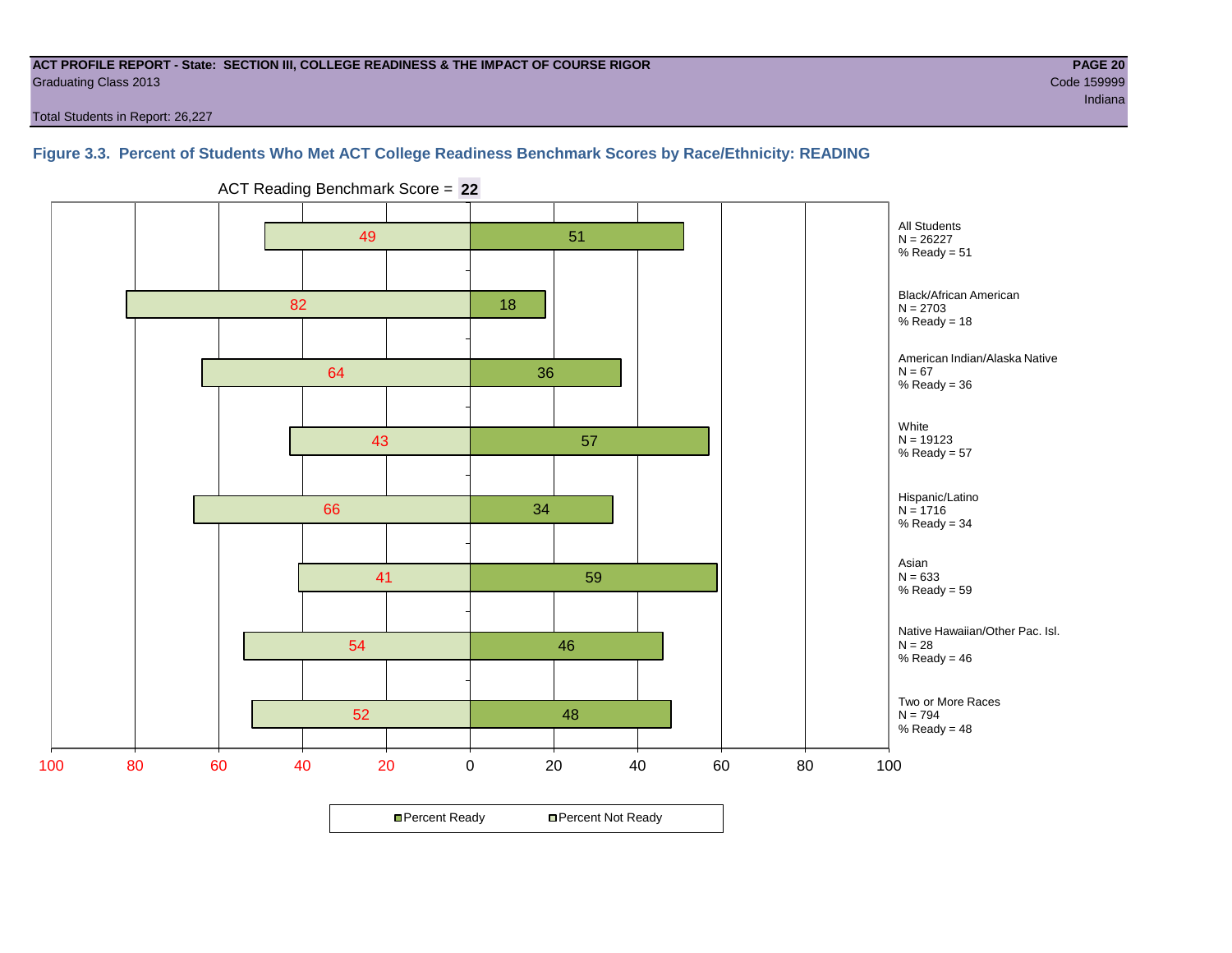**ACT PROFILE REPORT - State: SECTION III, COLLEGE READINESS & THE IMPACT OF COURSE RIGOR**
Graduating Class 2013

Code 159999
Indiana

Total Students in Report: 26,227

### Figure 3.3. Percent of Students Who Met ACT College Readiness Benchmark Scores by Race/Ethnicity: READING

ACT Reading Benchmark Score = **22**

| Group | N | Percent Not Ready | Percent Ready |
|---|---|---|---|
| All Students | 26227 | 49 | 51 |
| Black/African American | 2703 | 82 | 18 |
| American Indian/Alaska Native | 67 | 64 | 36 |
| White | 19123 | 43 | 57 |
| Hispanic/Latino | 1716 | 66 | 34 |
| Asian | 633 | 41 | 59 |
| Native Hawaiian/Other Pac. Isl. | 28 | 54 | 46 |
| Two or More Races | 794 | 52 | 48 |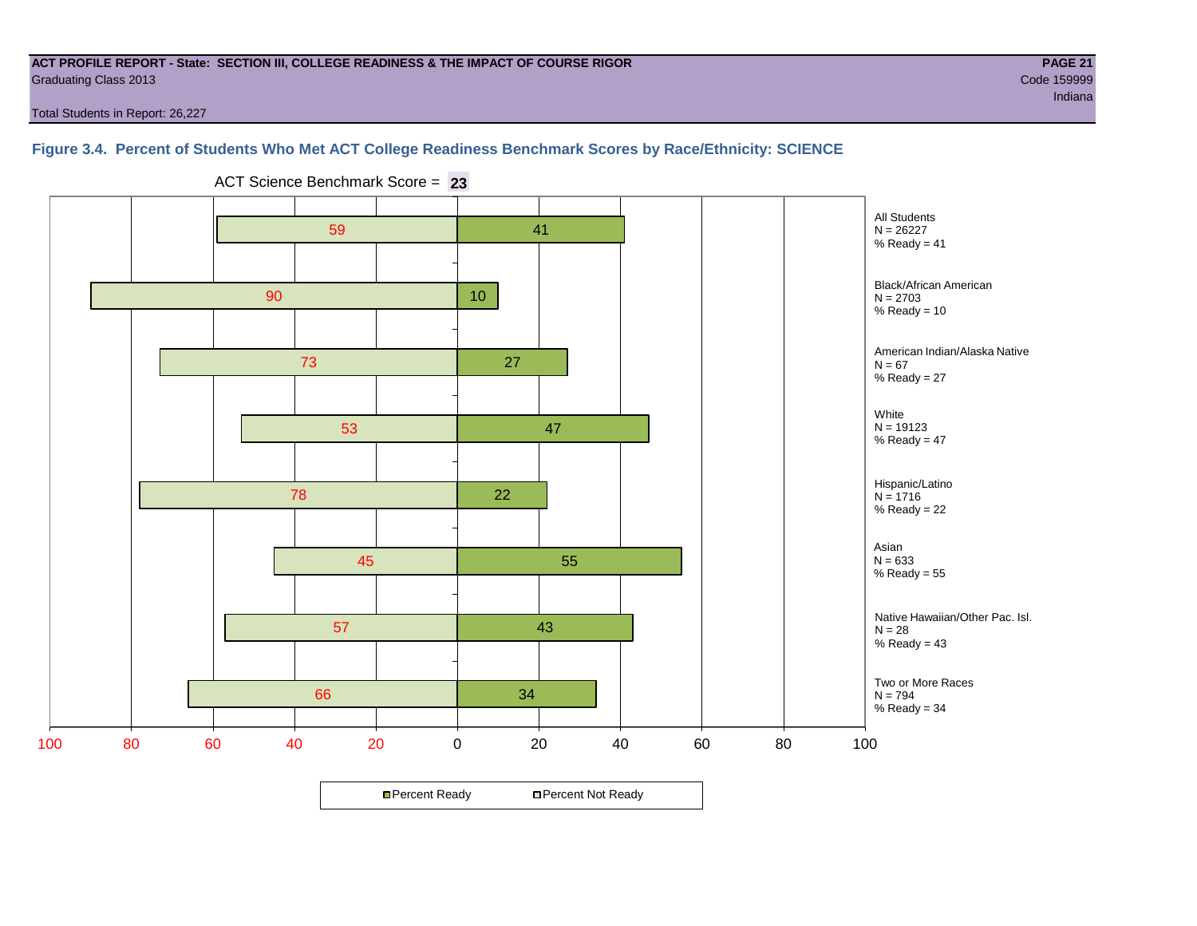**ACT PROFILE REPORT - State: SECTION III, COLLEGE READINESS & THE IMPACT OF COURSE RIGOR**
Graduating Class 2013

Code 159999
Indiana

Total Students in Report: 26,227

### Figure 3.4. Percent of Students Who Met ACT College Readiness Benchmark Scores by Race/Ethnicity: SCIENCE

ACT Science Benchmark Score = **23**

| Group | N | Percent Not Ready | Percent Ready |
|---|---|---|---|
| All Students | 26227 | 59 | 41 |
| Black/African American | 2703 | 90 | 10 |
| American Indian/Alaska Native | 67 | 73 | 27 |
| White | 19123 | 53 | 47 |
| Hispanic/Latino | 1716 | 78 | 22 |
| Asian | 633 | 45 | 55 |
| Native Hawaiian/Other Pac. Isl. | 28 | 57 | 43 |
| Two or More Races | 794 | 66 | 34 |

All Students
N = 26227
% Ready = 41

Black/African American
N = 2703
% Ready = 10

American Indian/Alaska Native
N = 67
% Ready = 27

White
N = 19123
% Ready = 47

Hispanic/Latino
N = 1716
% Ready = 22

Asian
N = 633
% Ready = 55

Native Hawaiian/Other Pac. Isl.
N = 28
% Ready = 43

Two or More Races
N = 794
% Ready = 34

Percent Ready | Percent Not Ready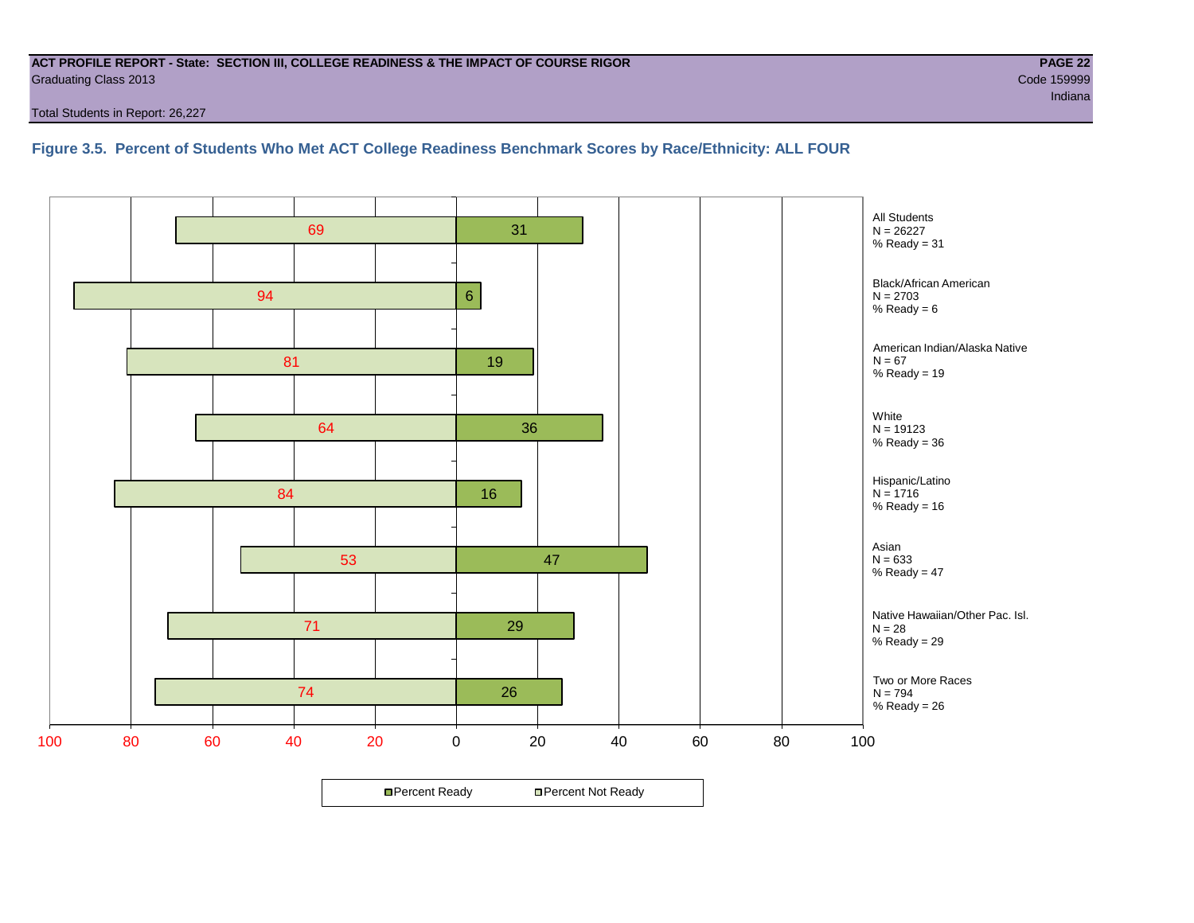ACT PROFILE REPORT - State: SECTION III, COLLEGE READINESS & THE IMPACT OF COURSE RIGOR
Graduating Class 2013

Code 159999
Indiana

Total Students in Report: 26,227

### Figure 3.5. Percent of Students Who Met ACT College Readiness Benchmark Scores by Race/Ethnicity: ALL FOUR

| Group | N | Percent Not Ready | Percent Ready |
|---|---|---|---|
| All Students | 26227 | 69 | 31 |
| Black/African American | 2703 | 94 | 6 |
| American Indian/Alaska Native | 67 | 81 | 19 |
| White | 19123 | 64 | 36 |
| Hispanic/Latino | 1716 | 84 | 16 |
| Asian | 633 | 53 | 47 |
| Native Hawaiian/Other Pac. Isl. | 28 | 71 | 29 |
| Two or More Races | 794 | 74 | 26 |

Percent Ready   Percent Not Ready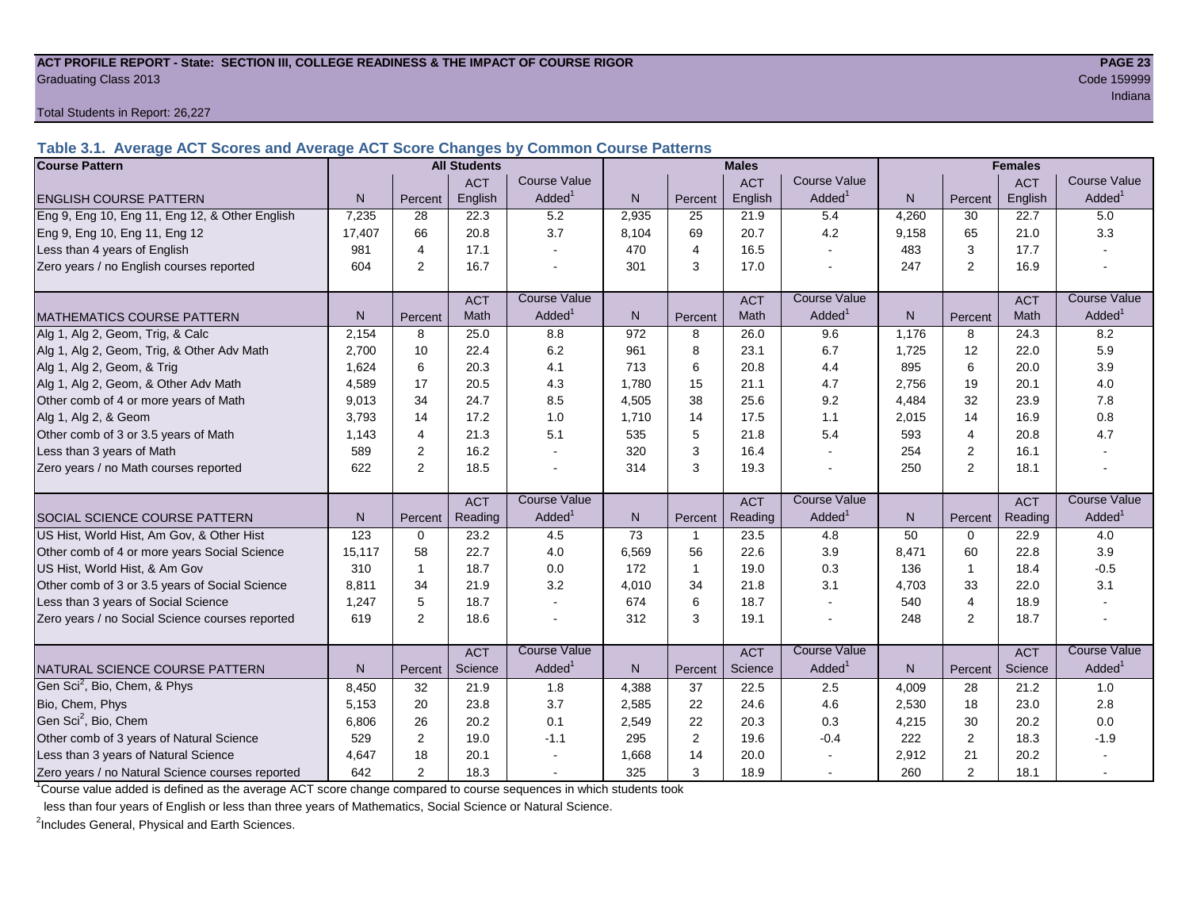ACT PROFILE REPORT - State: SECTION III, COLLEGE READINESS & THE IMPACT OF COURSE RIGOR

Graduating Class 2013

Code 159999

Indiana

Total Students in Report: 26,227

### Table 3.1. Average ACT Scores and Average ACT Score Changes by Common Course Patterns

| Course Pattern | All Students | | | | Males | | | | Females | | | |
|---|---|---|---|---|---|---|---|---|---|---|---|---|
| ENGLISH COURSE PATTERN | N | Percent | ACT English | Course Value Added[1] | N | Percent | ACT English | Course Value Added[1] | N | Percent | ACT English | Course Value Added[1] |
| Eng 9, Eng 10, Eng 11, Eng 12, & Other English | 7,235 | 28 | 22.3 | 5.2 | 2,935 | 25 | 21.9 | 5.4 | 4,260 | 30 | 22.7 | 5.0 |
| Eng 9, Eng 10, Eng 11, Eng 12 | 17,407 | 66 | 20.8 | 3.7 | 8,104 | 69 | 20.7 | 4.2 | 9,158 | 65 | 21.0 | 3.3 |
| Less than 4 years of English | 981 | 4 | 17.1 | - | 470 | 4 | 16.5 | - | 483 | 3 | 17.7 | - |
| Zero years / no English courses reported | 604 | 2 | 16.7 | - | 301 | 3 | 17.0 | - | 247 | 2 | 16.9 | - |
| MATHEMATICS COURSE PATTERN | N | Percent | ACT Math | Course Value Added[1] | N | Percent | ACT Math | Course Value Added[1] | N | Percent | ACT Math | Course Value Added[1] |
| Alg 1, Alg 2, Geom, Trig, & Calc | 2,154 | 8 | 25.0 | 8.8 | 972 | 8 | 26.0 | 9.6 | 1,176 | 8 | 24.3 | 8.2 |
| Alg 1, Alg 2, Geom, Trig, & Other Adv Math | 2,700 | 10 | 22.4 | 6.2 | 961 | 8 | 23.1 | 6.7 | 1,725 | 12 | 22.0 | 5.9 |
| Alg 1, Alg 2, Geom, & Trig | 1,624 | 6 | 20.3 | 4.1 | 713 | 6 | 20.8 | 4.4 | 895 | 6 | 20.0 | 3.9 |
| Alg 1, Alg 2, Geom, & Other Adv Math | 4,589 | 17 | 20.5 | 4.3 | 1,780 | 15 | 21.1 | 4.7 | 2,756 | 19 | 20.1 | 4.0 |
| Other comb of 4 or more years of Math | 9,013 | 34 | 24.7 | 8.5 | 4,505 | 38 | 25.6 | 9.2 | 4,484 | 32 | 23.9 | 7.8 |
| Alg 1, Alg 2, & Geom | 3,793 | 14 | 17.2 | 1.0 | 1,710 | 14 | 17.5 | 1.1 | 2,015 | 14 | 16.9 | 0.8 |
| Other comb of 3 or 3.5 years of Math | 1,143 | 4 | 21.3 | 5.1 | 535 | 5 | 21.8 | 5.4 | 593 | 4 | 20.8 | 4.7 |
| Less than 3 years of Math | 589 | 2 | 16.2 | - | 320 | 3 | 16.4 | - | 254 | 2 | 16.1 | - |
| Zero years / no Math courses reported | 622 | 2 | 18.5 | - | 314 | 3 | 19.3 | - | 250 | 2 | 18.1 | - |
| SOCIAL SCIENCE COURSE PATTERN | N | Percent | ACT Reading | Course Value Added[1] | N | Percent | ACT Reading | Course Value Added[1] | N | Percent | ACT Reading | Course Value Added[1] |
| US Hist, World Hist, Am Gov, & Other Hist | 123 | 0 | 23.2 | 4.5 | 73 | 1 | 23.5 | 4.8 | 50 | 0 | 22.9 | 4.0 |
| Other comb of 4 or more years Social Science | 15,117 | 58 | 22.7 | 4.0 | 6,569 | 56 | 22.6 | 3.9 | 8,471 | 60 | 22.8 | 3.9 |
| US Hist, World Hist, & Am Gov | 310 | 1 | 18.7 | 0.0 | 172 | 1 | 19.0 | 0.3 | 136 | 1 | 18.4 | -0.5 |
| Other comb of 3 or 3.5 years of Social Science | 8,811 | 34 | 21.9 | 3.2 | 4,010 | 34 | 21.8 | 3.1 | 4,703 | 33 | 22.0 | 3.1 |
| Less than 3 years of Social Science | 1,247 | 5 | 18.7 | - | 674 | 6 | 18.7 | - | 540 | 4 | 18.9 | - |
| Zero years / no Social Science courses reported | 619 | 2 | 18.6 | - | 312 | 3 | 19.1 | - | 248 | 2 | 18.7 | - |
| NATURAL SCIENCE COURSE PATTERN | N | Percent | ACT Science | Course Value Added[1] | N | Percent | ACT Science | Course Value Added[1] | N | Percent | ACT Science | Course Value Added[1] |
| Gen Sci[2], Bio, Chem, & Phys | 8,450 | 32 | 21.9 | 1.8 | 4,388 | 37 | 22.5 | 2.5 | 4,009 | 28 | 21.2 | 1.0 |
| Bio, Chem, Phys | 5,153 | 20 | 23.8 | 3.7 | 2,585 | 22 | 24.6 | 4.6 | 2,530 | 18 | 23.0 | 2.8 |
| Gen Sci[2], Bio, Chem | 6,806 | 26 | 20.2 | 0.1 | 2,549 | 22 | 20.3 | 0.3 | 4,215 | 30 | 20.2 | 0.0 |
| Other comb of 3 years of Natural Science | 529 | 2 | 19.0 | -1.1 | 295 | 2 | 19.6 | -0.4 | 222 | 2 | 18.3 | -1.9 |
| Less than 3 years of Natural Science | 4,647 | 18 | 20.1 | - | 1,668 | 14 | 20.0 | - | 2,912 | 21 | 20.2 | - |
| Zero years / no Natural Science courses reported | 642 | 2 | 18.3 | - | 325 | 3 | 18.9 | - | 260 | 2 | 18.1 | - |

[1]Course value added is defined as the average ACT score change compared to course sequences in which students took less than four years of English or less than three years of Mathematics, Social Science or Natural Science.

[2]Includes General, Physical and Earth Sciences.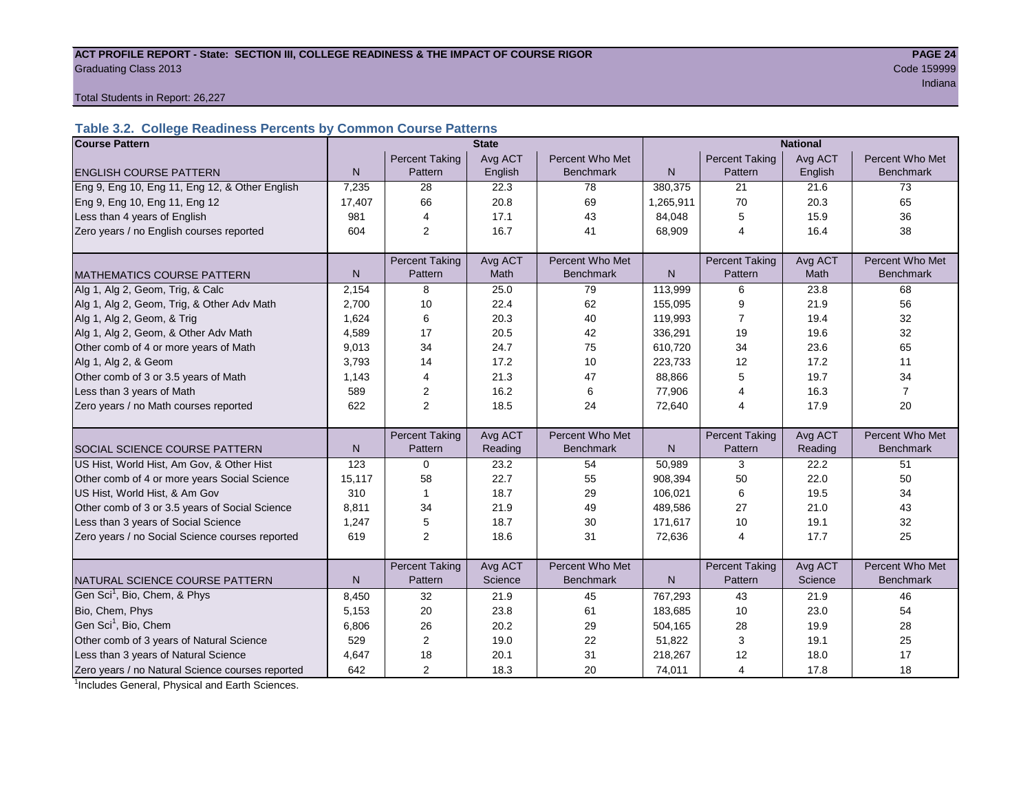**ACT PROFILE REPORT - State: SECTION III, COLLEGE READINESS & THE IMPACT OF COURSE RIGOR**
Graduating Class 2013
Code 159999
Indiana

Total Students in Report: 26,227

### Table 3.2. College Readiness Percents by Common Course Patterns

| Course Pattern | State | | | | National | | | |
|---|---|---|---|---|---|---|---|---|
| ENGLISH COURSE PATTERN | N | Percent Taking Pattern | Avg ACT English | Percent Who Met Benchmark | N | Percent Taking Pattern | Avg ACT English | Percent Who Met Benchmark |
| Eng 9, Eng 10, Eng 11, Eng 12, & Other English | 7,235 | 28 | 22.3 | 78 | 380,375 | 21 | 21.6 | 73 |
| Eng 9, Eng 10, Eng 11, Eng 12 | 17,407 | 66 | 20.8 | 69 | 1,265,911 | 70 | 20.3 | 65 |
| Less than 4 years of English | 981 | 4 | 17.1 | 43 | 84,048 | 5 | 15.9 | 36 |
| Zero years / no English courses reported | 604 | 2 | 16.7 | 41 | 68,909 | 4 | 16.4 | 38 |
| MATHEMATICS COURSE PATTERN | N | Percent Taking Pattern | Avg ACT Math | Percent Who Met Benchmark | N | Percent Taking Pattern | Avg ACT Math | Percent Who Met Benchmark |
| Alg 1, Alg 2, Geom, Trig, & Calc | 2,154 | 8 | 25.0 | 79 | 113,999 | 6 | 23.8 | 68 |
| Alg 1, Alg 2, Geom, Trig, & Other Adv Math | 2,700 | 10 | 22.4 | 62 | 155,095 | 9 | 21.9 | 56 |
| Alg 1, Alg 2, Geom, & Trig | 1,624 | 6 | 20.3 | 40 | 119,993 | 7 | 19.4 | 32 |
| Alg 1, Alg 2, Geom, & Other Adv Math | 4,589 | 17 | 20.5 | 42 | 336,291 | 19 | 19.6 | 32 |
| Other comb of 4 or more years of Math | 9,013 | 34 | 24.7 | 75 | 610,720 | 34 | 23.6 | 65 |
| Alg 1, Alg 2, & Geom | 3,793 | 14 | 17.2 | 10 | 223,733 | 12 | 17.2 | 11 |
| Other comb of 3 or 3.5 years of Math | 1,143 | 4 | 21.3 | 47 | 88,866 | 5 | 19.7 | 34 |
| Less than 3 years of Math | 589 | 2 | 16.2 | 6 | 77,906 | 4 | 16.3 | 7 |
| Zero years / no Math courses reported | 622 | 2 | 18.5 | 24 | 72,640 | 4 | 17.9 | 20 |
| SOCIAL SCIENCE COURSE PATTERN | N | Percent Taking Pattern | Avg ACT Reading | Percent Who Met Benchmark | N | Percent Taking Pattern | Avg ACT Reading | Percent Who Met Benchmark |
| US Hist, World Hist, Am Gov, & Other Hist | 123 | 0 | 23.2 | 54 | 50,989 | 3 | 22.2 | 51 |
| Other comb of 4 or more years Social Science | 15,117 | 58 | 22.7 | 55 | 908,394 | 50 | 22.0 | 50 |
| US Hist, World Hist, & Am Gov | 310 | 1 | 18.7 | 29 | 106,021 | 6 | 19.5 | 34 |
| Other comb of 3 or 3.5 years of Social Science | 8,811 | 34 | 21.9 | 49 | 489,586 | 27 | 21.0 | 43 |
| Less than 3 years of Social Science | 1,247 | 5 | 18.7 | 30 | 171,617 | 10 | 19.1 | 32 |
| Zero years / no Social Science courses reported | 619 | 2 | 18.6 | 31 | 72,636 | 4 | 17.7 | 25 |
| NATURAL SCIENCE COURSE PATTERN | N | Percent Taking Pattern | Avg ACT Science | Percent Who Met Benchmark | N | Percent Taking Pattern | Avg ACT Science | Percent Who Met Benchmark |
| Gen Sci[1], Bio, Chem, & Phys | 8,450 | 32 | 21.9 | 45 | 767,293 | 43 | 21.9 | 46 |
| Bio, Chem, Phys | 5,153 | 20 | 23.8 | 61 | 183,685 | 10 | 23.0 | 54 |
| Gen Sci[1], Bio, Chem | 6,806 | 26 | 20.2 | 29 | 504,165 | 28 | 19.9 | 28 |
| Other comb of 3 years of Natural Science | 529 | 2 | 19.0 | 22 | 51,822 | 3 | 19.1 | 25 |
| Less than 3 years of Natural Science | 4,647 | 18 | 20.1 | 31 | 218,267 | 12 | 18.0 | 17 |
| Zero years / no Natural Science courses reported | 642 | 2 | 18.3 | 20 | 74,011 | 4 | 17.8 | 18 |

[1]Includes General, Physical and Earth Sciences.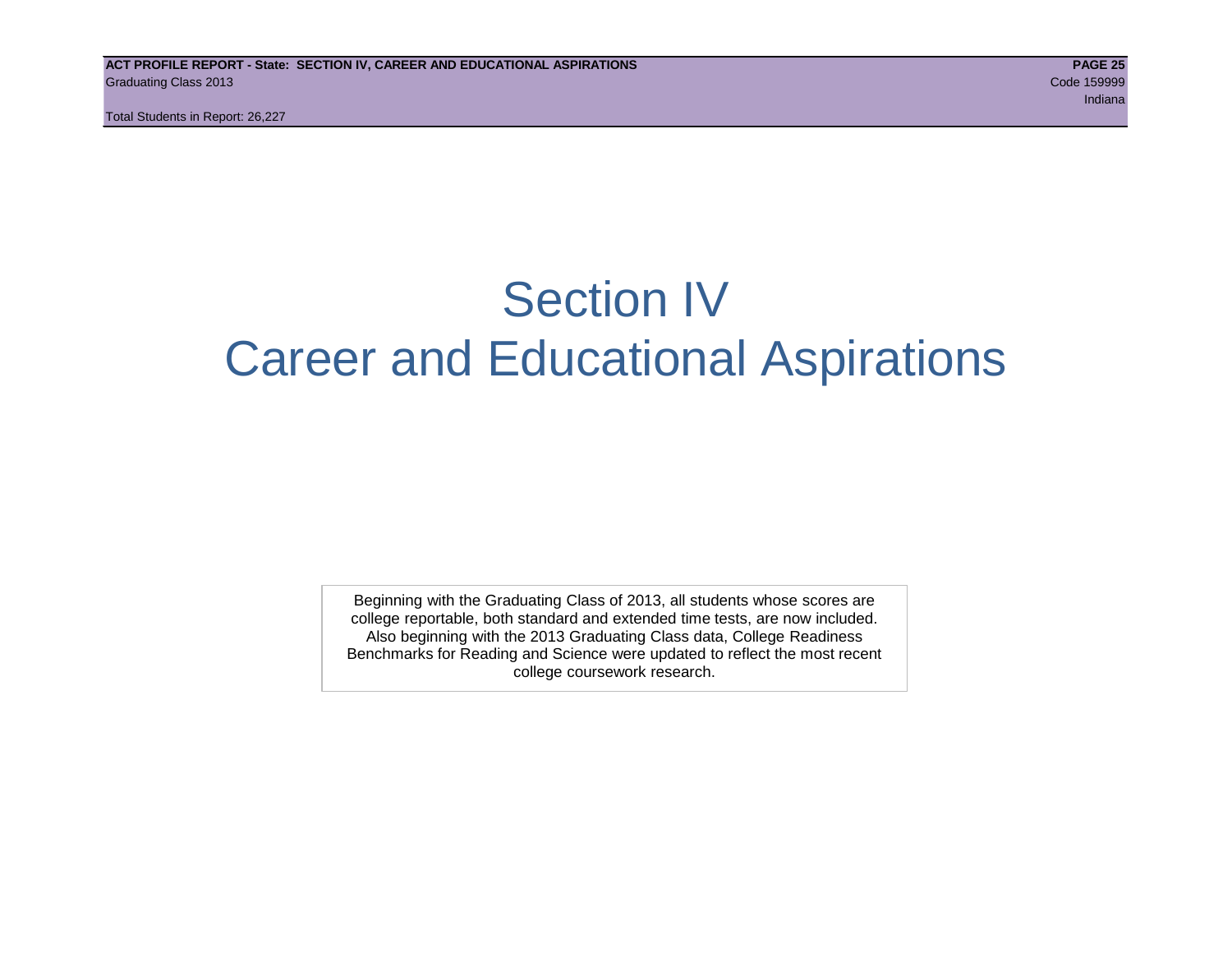# Section IV
# Career and Educational Aspirations

Beginning with the Graduating Class of 2013, all students whose scores are college reportable, both standard and extended time tests, are now included. Also beginning with the 2013 Graduating Class data, College Readiness Benchmarks for Reading and Science were updated to reflect the most recent college coursework research.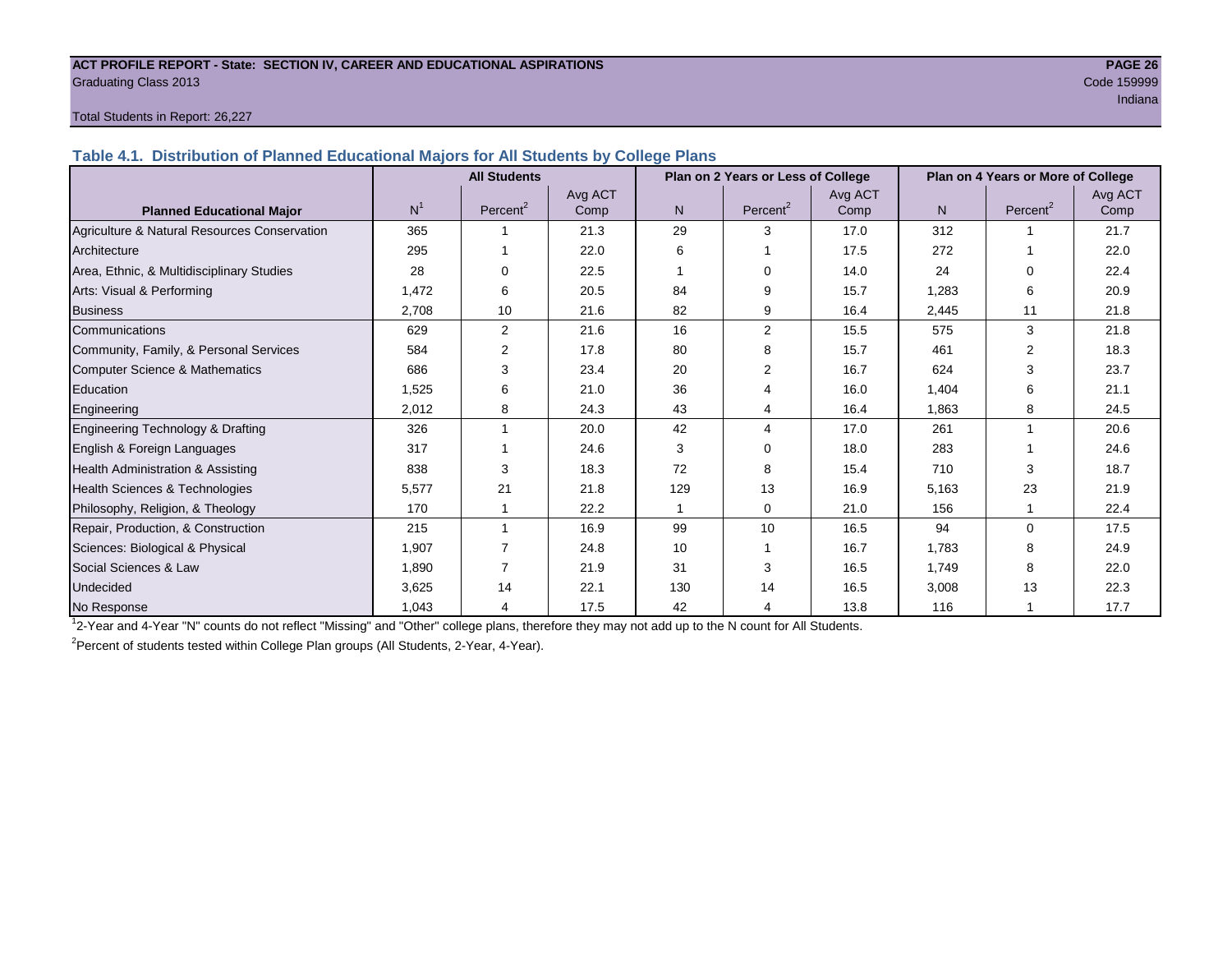ACT PROFILE REPORT - State: SECTION IV, CAREER AND EDUCATIONAL ASPIRATIONS

Graduating Class 2013

Code 159999

Indiana

Total Students in Report: 26,227

## Table 4.1. Distribution of Planned Educational Majors for All Students by College Plans

| Planned Educational Major | All Students | | | Plan on 2 Years or Less of College | | | Plan on 4 Years or More of College | | |
|---|---|---|---|---|---|---|---|---|---|
| | N[1] | Percent[2] | Avg ACT Comp | N | Percent[2] | Avg ACT Comp | N | Percent[2] | Avg ACT Comp |
| Agriculture & Natural Resources Conservation | 365 | 1 | 21.3 | 29 | 3 | 17.0 | 312 | 1 | 21.7 |
| Architecture | 295 | 1 | 22.0 | 6 | 1 | 17.5 | 272 | 1 | 22.0 |
| Area, Ethnic, & Multidisciplinary Studies | 28 | 0 | 22.5 | 1 | 0 | 14.0 | 24 | 0 | 22.4 |
| Arts: Visual & Performing | 1,472 | 6 | 20.5 | 84 | 9 | 15.7 | 1,283 | 6 | 20.9 |
| Business | 2,708 | 10 | 21.6 | 82 | 9 | 16.4 | 2,445 | 11 | 21.8 |
| Communications | 629 | 2 | 21.6 | 16 | 2 | 15.5 | 575 | 3 | 21.8 |
| Community, Family, & Personal Services | 584 | 2 | 17.8 | 80 | 8 | 15.7 | 461 | 2 | 18.3 |
| Computer Science & Mathematics | 686 | 3 | 23.4 | 20 | 2 | 16.7 | 624 | 3 | 23.7 |
| Education | 1,525 | 6 | 21.0 | 36 | 4 | 16.0 | 1,404 | 6 | 21.1 |
| Engineering | 2,012 | 8 | 24.3 | 43 | 4 | 16.4 | 1,863 | 8 | 24.5 |
| Engineering Technology & Drafting | 326 | 1 | 20.0 | 42 | 4 | 17.0 | 261 | 1 | 20.6 |
| English & Foreign Languages | 317 | 1 | 24.6 | 3 | 0 | 18.0 | 283 | 1 | 24.6 |
| Health Administration & Assisting | 838 | 3 | 18.3 | 72 | 8 | 15.4 | 710 | 3 | 18.7 |
| Health Sciences & Technologies | 5,577 | 21 | 21.8 | 129 | 13 | 16.9 | 5,163 | 23 | 21.9 |
| Philosophy, Religion, & Theology | 170 | 1 | 22.2 | 1 | 0 | 21.0 | 156 | 1 | 22.4 |
| Repair, Production, & Construction | 215 | 1 | 16.9 | 99 | 10 | 16.5 | 94 | 0 | 17.5 |
| Sciences: Biological & Physical | 1,907 | 7 | 24.8 | 10 | 1 | 16.7 | 1,783 | 8 | 24.9 |
| Social Sciences & Law | 1,890 | 7 | 21.9 | 31 | 3 | 16.5 | 1,749 | 8 | 22.0 |
| Undecided | 3,625 | 14 | 22.1 | 130 | 14 | 16.5 | 3,008 | 13 | 22.3 |
| No Response | 1,043 | 4 | 17.5 | 42 | 4 | 13.8 | 116 | 1 | 17.7 |

[1]2-Year and 4-Year "N" counts do not reflect "Missing" and "Other" college plans, therefore they may not add up to the N count for All Students.

[2]Percent of students tested within College Plan groups (All Students, 2-Year, 4-Year).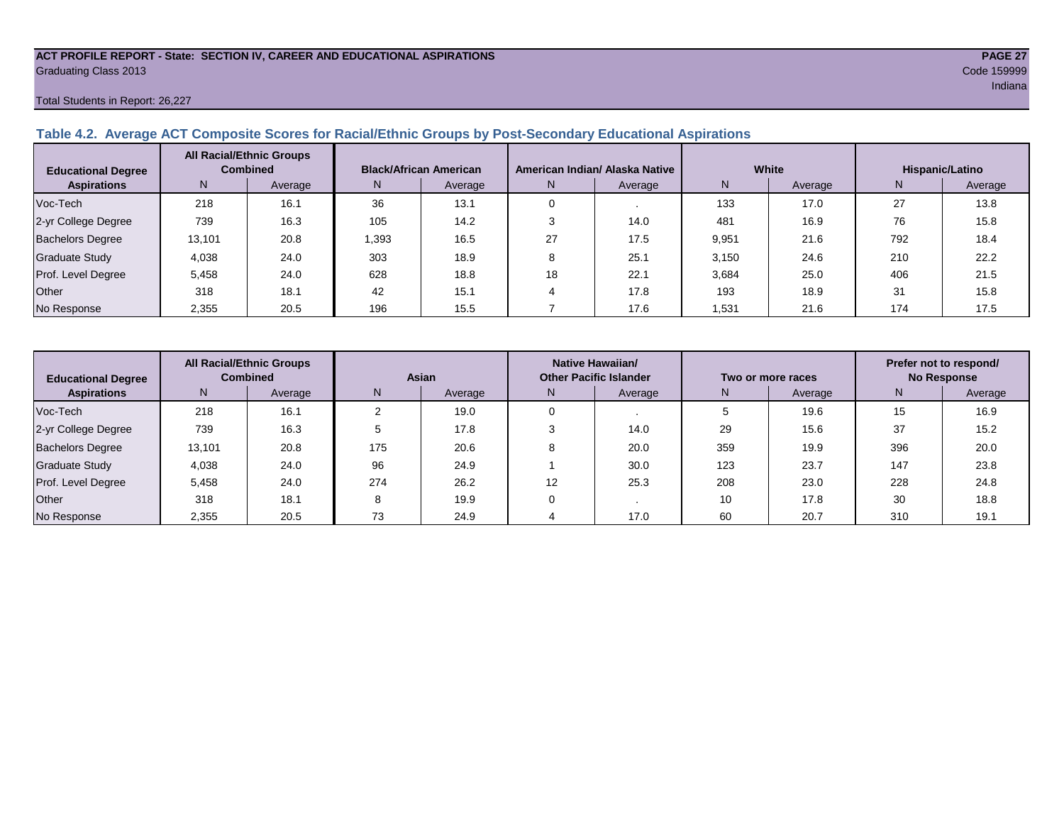ACT PROFILE REPORT - State: SECTION IV, CAREER AND EDUCATIONAL ASPIRATIONS
Graduating Class 2013
Code 159999
Indiana

Total Students in Report: 26,227

### Table 4.2. Average ACT Composite Scores for Racial/Ethnic Groups by Post-Secondary Educational Aspirations

| Educational Degree Aspirations | All Racial/Ethnic Groups Combined | | Black/African American | | American Indian/ Alaska Native | | White | | Hispanic/Latino | |
|---|---|---|---|---|---|---|---|---|---|---|
| | N | Average | N | Average | N | Average | N | Average | N | Average |
| Voc-Tech | 218 | 16.1 | 36 | 13.1 | 0 | . | 133 | 17.0 | 27 | 13.8 |
| 2-yr College Degree | 739 | 16.3 | 105 | 14.2 | 3 | 14.0 | 481 | 16.9 | 76 | 15.8 |
| Bachelors Degree | 13,101 | 20.8 | 1,393 | 16.5 | 27 | 17.5 | 9,951 | 21.6 | 792 | 18.4 |
| Graduate Study | 4,038 | 24.0 | 303 | 18.9 | 8 | 25.1 | 3,150 | 24.6 | 210 | 22.2 |
| Prof. Level Degree | 5,458 | 24.0 | 628 | 18.8 | 18 | 22.1 | 3,684 | 25.0 | 406 | 21.5 |
| Other | 318 | 18.1 | 42 | 15.1 | 4 | 17.8 | 193 | 18.9 | 31 | 15.8 |
| No Response | 2,355 | 20.5 | 196 | 15.5 | 7 | 17.6 | 1,531 | 21.6 | 174 | 17.5 |

| Educational Degree Aspirations | All Racial/Ethnic Groups Combined | | Asian | | Native Hawaiian/ Other Pacific Islander | | Two or more races | | Prefer not to respond/ No Response | |
|---|---|---|---|---|---|---|---|---|---|---|
| | N | Average | N | Average | N | Average | N | Average | N | Average |
| Voc-Tech | 218 | 16.1 | 2 | 19.0 | 0 | . | 5 | 19.6 | 15 | 16.9 |
| 2-yr College Degree | 739 | 16.3 | 5 | 17.8 | 3 | 14.0 | 29 | 15.6 | 37 | 15.2 |
| Bachelors Degree | 13,101 | 20.8 | 175 | 20.6 | 8 | 20.0 | 359 | 19.9 | 396 | 20.0 |
| Graduate Study | 4,038 | 24.0 | 96 | 24.9 | 1 | 30.0 | 123 | 23.7 | 147 | 23.8 |
| Prof. Level Degree | 5,458 | 24.0 | 274 | 26.2 | 12 | 25.3 | 208 | 23.0 | 228 | 24.8 |
| Other | 318 | 18.1 | 8 | 19.9 | 0 | . | 10 | 17.8 | 30 | 18.8 |
| No Response | 2,355 | 20.5 | 73 | 24.9 | 4 | 17.0 | 60 | 20.7 | 310 | 19.1 |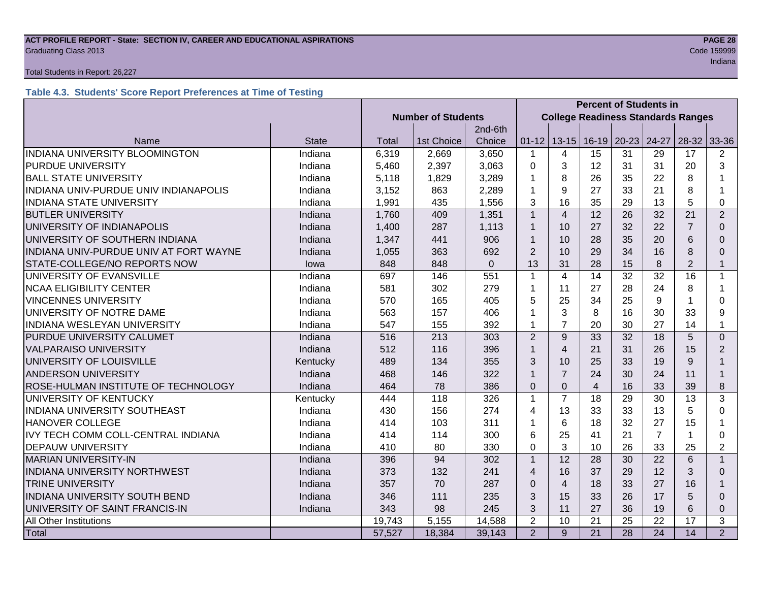**ACT PROFILE REPORT - State: SECTION IV, CAREER AND EDUCATIONAL ASPIRATIONS**
Graduating Class 2013
Code 159999
Indiana

Total Students in Report: 26,227

### Table 4.3. Students' Score Report Preferences at Time of Testing

| | | Number of Students | | | Percent of Students in College Readiness Standards Ranges | | | | | | |
|---|---|---|---|---|---|---|---|---|---|---|---|
| Name | State | Total | 1st Choice | 2nd-6th Choice | 01-12 | 13-15 | 16-19 | 20-23 | 24-27 | 28-32 | 33-36 |
| INDIANA UNIVERSITY BLOOMINGTON | Indiana | 6,319 | 2,669 | 3,650 | 1 | 4 | 15 | 31 | 29 | 17 | 2 |
| PURDUE UNIVERSITY | Indiana | 5,460 | 2,397 | 3,063 | 0 | 3 | 12 | 31 | 31 | 20 | 3 |
| BALL STATE UNIVERSITY | Indiana | 5,118 | 1,829 | 3,289 | 1 | 8 | 26 | 35 | 22 | 8 | 1 |
| INDIANA UNIV-PURDUE UNIV INDIANAPOLIS | Indiana | 3,152 | 863 | 2,289 | 1 | 9 | 27 | 33 | 21 | 8 | 1 |
| INDIANA STATE UNIVERSITY | Indiana | 1,991 | 435 | 1,556 | 3 | 16 | 35 | 29 | 13 | 5 | 0 |
| BUTLER UNIVERSITY | Indiana | 1,760 | 409 | 1,351 | 1 | 4 | 12 | 26 | 32 | 21 | 2 |
| UNIVERSITY OF INDIANAPOLIS | Indiana | 1,400 | 287 | 1,113 | 1 | 10 | 27 | 32 | 22 | 7 | 0 |
| UNIVERSITY OF SOUTHERN INDIANA | Indiana | 1,347 | 441 | 906 | 1 | 10 | 28 | 35 | 20 | 6 | 0 |
| INDIANA UNIV-PURDUE UNIV AT FORT WAYNE | Indiana | 1,055 | 363 | 692 | 2 | 10 | 29 | 34 | 16 | 8 | 0 |
| STATE-COLLEGE/NO REPORTS NOW | Iowa | 848 | 848 | 0 | 13 | 31 | 28 | 15 | 8 | 2 | 1 |
| UNIVERSITY OF EVANSVILLE | Indiana | 697 | 146 | 551 | 1 | 4 | 14 | 32 | 32 | 16 | 1 |
| NCAA ELIGIBILITY CENTER | Indiana | 581 | 302 | 279 | 1 | 11 | 27 | 28 | 24 | 8 | 1 |
| VINCENNES UNIVERSITY | Indiana | 570 | 165 | 405 | 5 | 25 | 34 | 25 | 9 | 1 | 0 |
| UNIVERSITY OF NOTRE DAME | Indiana | 563 | 157 | 406 | 1 | 3 | 8 | 16 | 30 | 33 | 9 |
| INDIANA WESLEYAN UNIVERSITY | Indiana | 547 | 155 | 392 | 1 | 7 | 20 | 30 | 27 | 14 | 1 |
| PURDUE UNIVERSITY CALUMET | Indiana | 516 | 213 | 303 | 2 | 9 | 33 | 32 | 18 | 5 | 0 |
| VALPARAISO UNIVERSITY | Indiana | 512 | 116 | 396 | 1 | 4 | 21 | 31 | 26 | 15 | 2 |
| UNIVERSITY OF LOUISVILLE | Kentucky | 489 | 134 | 355 | 3 | 10 | 25 | 33 | 19 | 9 | 1 |
| ANDERSON UNIVERSITY | Indiana | 468 | 146 | 322 | 1 | 7 | 24 | 30 | 24 | 11 | 1 |
| ROSE-HULMAN INSTITUTE OF TECHNOLOGY | Indiana | 464 | 78 | 386 | 0 | 0 | 4 | 16 | 33 | 39 | 8 |
| UNIVERSITY OF KENTUCKY | Kentucky | 444 | 118 | 326 | 1 | 7 | 18 | 29 | 30 | 13 | 3 |
| INDIANA UNIVERSITY SOUTHEAST | Indiana | 430 | 156 | 274 | 4 | 13 | 33 | 33 | 13 | 5 | 0 |
| HANOVER COLLEGE | Indiana | 414 | 103 | 311 | 1 | 6 | 18 | 32 | 27 | 15 | 1 |
| IVY TECH COMM COLL-CENTRAL INDIANA | Indiana | 414 | 114 | 300 | 6 | 25 | 41 | 21 | 7 | 1 | 0 |
| DEPAUW UNIVERSITY | Indiana | 410 | 80 | 330 | 0 | 3 | 10 | 26 | 33 | 25 | 2 |
| MARIAN UNIVERSITY-IN | Indiana | 396 | 94 | 302 | 1 | 12 | 28 | 30 | 22 | 6 | 1 |
| INDIANA UNIVERSITY NORTHWEST | Indiana | 373 | 132 | 241 | 4 | 16 | 37 | 29 | 12 | 3 | 0 |
| TRINE UNIVERSITY | Indiana | 357 | 70 | 287 | 0 | 4 | 18 | 33 | 27 | 16 | 1 |
| INDIANA UNIVERSITY SOUTH BEND | Indiana | 346 | 111 | 235 | 3 | 15 | 33 | 26 | 17 | 5 | 0 |
| UNIVERSITY OF SAINT FRANCIS-IN | Indiana | 343 | 98 | 245 | 3 | 11 | 27 | 36 | 19 | 6 | 0 |
| All Other Institutions | | 19,743 | 5,155 | 14,588 | 2 | 10 | 21 | 25 | 22 | 17 | 3 |
| Total | | 57,527 | 18,384 | 39,143 | 2 | 9 | 21 | 28 | 24 | 14 | 2 |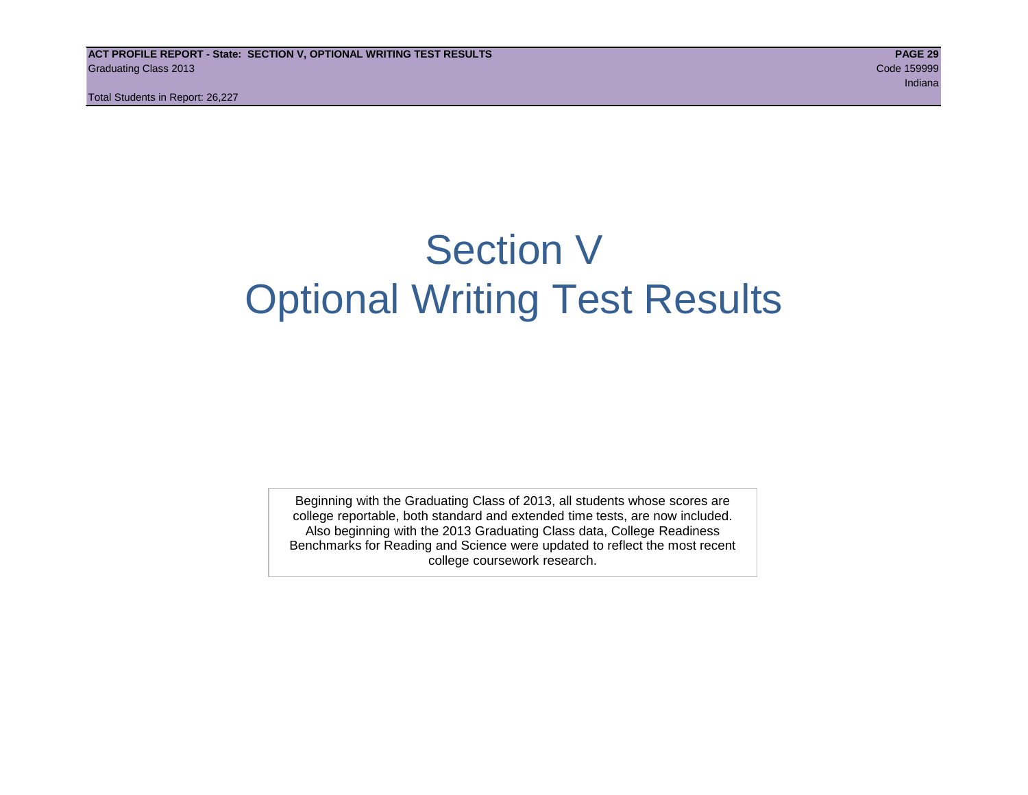# Section V
# Optional Writing Test Results

Beginning with the Graduating Class of 2013, all students whose scores are college reportable, both standard and extended time tests, are now included. Also beginning with the 2013 Graduating Class data, College Readiness Benchmarks for Reading and Science were updated to reflect the most recent college coursework research.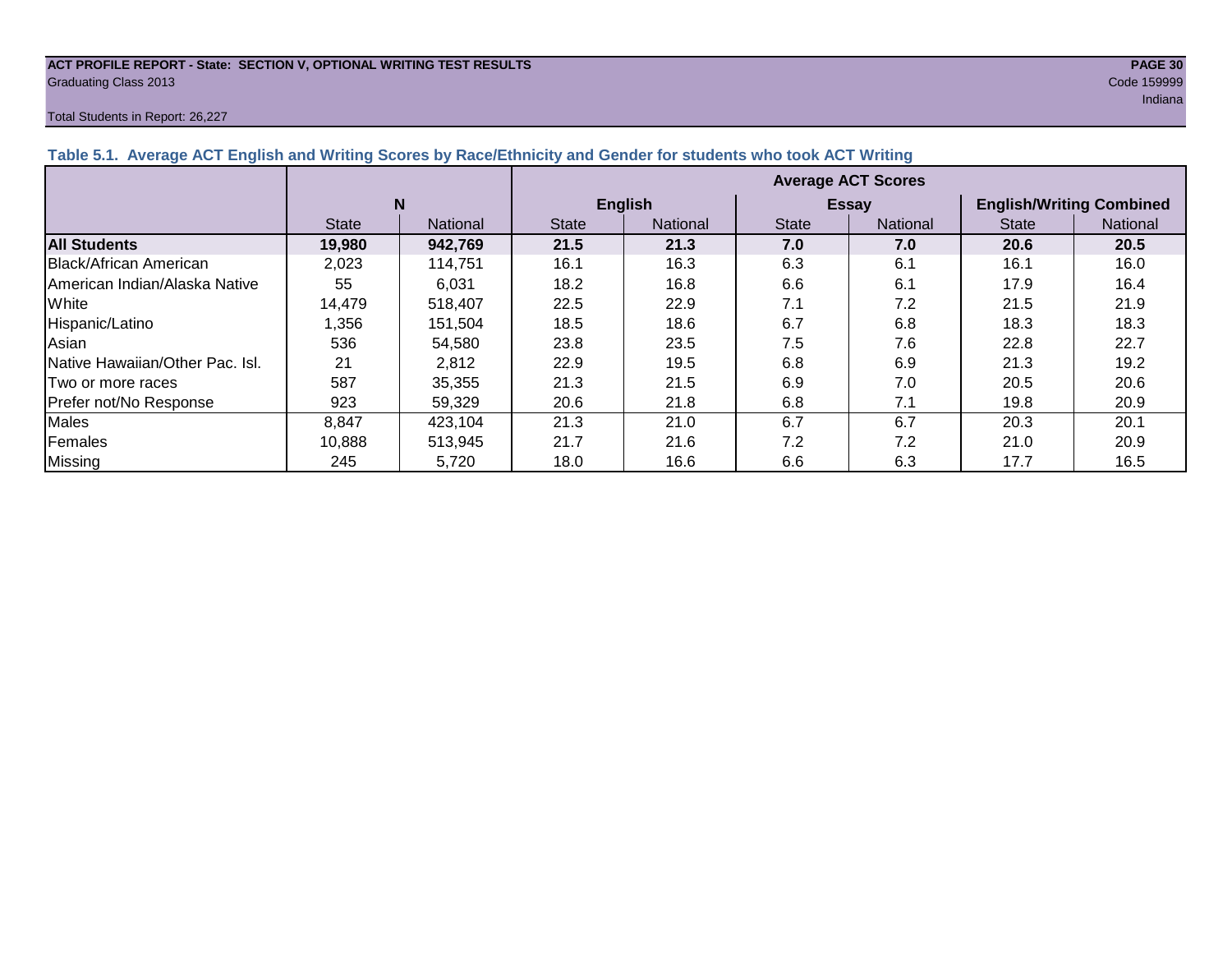ACT PROFILE REPORT - State: SECTION V, OPTIONAL WRITING TEST RESULTS
Graduating Class 2013
Code 159999
Indiana

Total Students in Report: 26,227

### Table 5.1. Average ACT English and Writing Scores by Race/Ethnicity and Gender for students who took ACT Writing

| | N | | Average ACT Scores | | | | | |
|---|---|---|---|---|---|---|---|---|
| | | | English | | Essay | | English/Writing Combined | |
| | State | National | State | National | State | National | State | National |
| **All Students** | **19,980** | **942,769** | **21.5** | **21.3** | **7.0** | **7.0** | **20.6** | **20.5** |
| Black/African American | 2,023 | 114,751 | 16.1 | 16.3 | 6.3 | 6.1 | 16.1 | 16.0 |
| American Indian/Alaska Native | 55 | 6,031 | 18.2 | 16.8 | 6.6 | 6.1 | 17.9 | 16.4 |
| White | 14,479 | 518,407 | 22.5 | 22.9 | 7.1 | 7.2 | 21.5 | 21.9 |
| Hispanic/Latino | 1,356 | 151,504 | 18.5 | 18.6 | 6.7 | 6.8 | 18.3 | 18.3 |
| Asian | 536 | 54,580 | 23.8 | 23.5 | 7.5 | 7.6 | 22.8 | 22.7 |
| Native Hawaiian/Other Pac. Isl. | 21 | 2,812 | 22.9 | 19.5 | 6.8 | 6.9 | 21.3 | 19.2 |
| Two or more races | 587 | 35,355 | 21.3 | 21.5 | 6.9 | 7.0 | 20.5 | 20.6 |
| Prefer not/No Response | 923 | 59,329 | 20.6 | 21.8 | 6.8 | 7.1 | 19.8 | 20.9 |
| Males | 8,847 | 423,104 | 21.3 | 21.0 | 6.7 | 6.7 | 20.3 | 20.1 |
| Females | 10,888 | 513,945 | 21.7 | 21.6 | 7.2 | 7.2 | 21.0 | 20.9 |
| Missing | 245 | 5,720 | 18.0 | 16.6 | 6.6 | 6.3 | 17.7 | 16.5 |